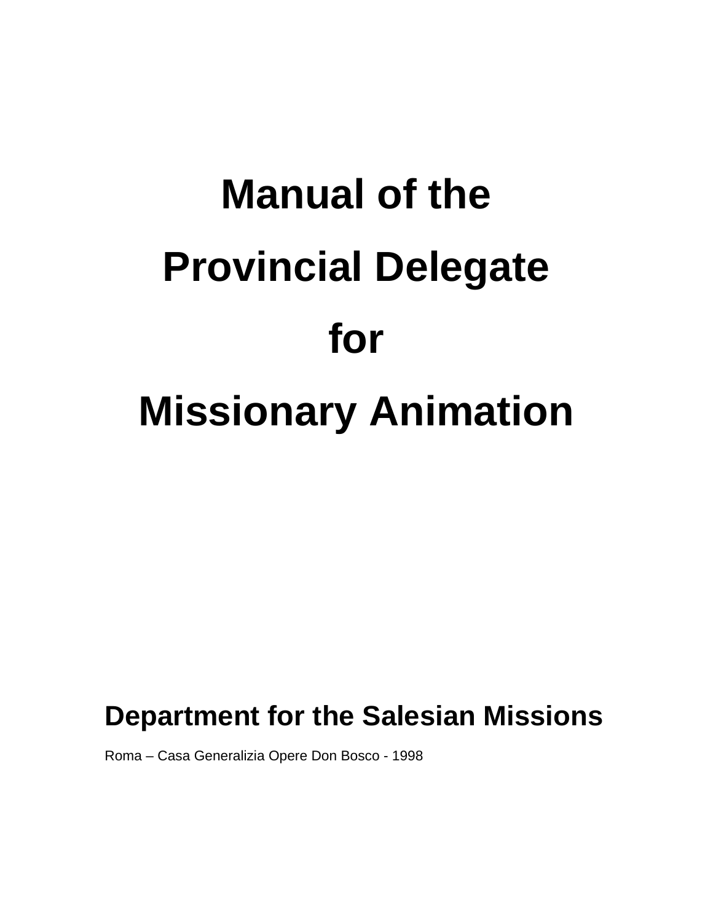# Manual of the Provincial Delegate for Missionary Animation

## Department for the Salesian Missions

Roma – Casa Generalizia Opere Don Bosco - 1998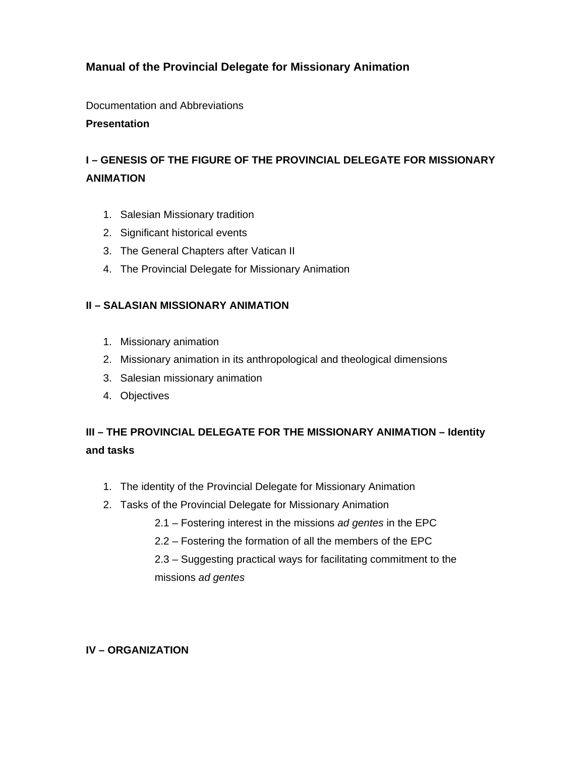## Manual of the Provincial Delegate for Missionary Animation

Documentation and Abbreviations

**Presentation**

### I – GENESIS OF THE FIGURE OF THE PROVINCIAL DELEGATE FOR MISSIONARY ANIMATION

1. Salesian Missionary tradition
2. Significant historical events
3. The General Chapters after Vatican II
4. The Provincial Delegate for Missionary Animation

### II – SALASIAN MISSIONARY ANIMATION

1. Missionary animation
2. Missionary animation in its anthropological and theological dimensions
3. Salesian missionary animation
4. Objectives

### III – THE PROVINCIAL DELEGATE FOR THE MISSIONARY ANIMATION – Identity and tasks

1. The identity of the Provincial Delegate for Missionary Animation
2. Tasks of the Provincial Delegate for Missionary Animation
   - 2.1 – Fostering interest in the missions *ad gentes* in the EPC
   - 2.2 – Fostering the formation of all the members of the EPC
   - 2.3 – Suggesting practical ways for facilitating commitment to the missions *ad gentes*

### IV – ORGANIZATION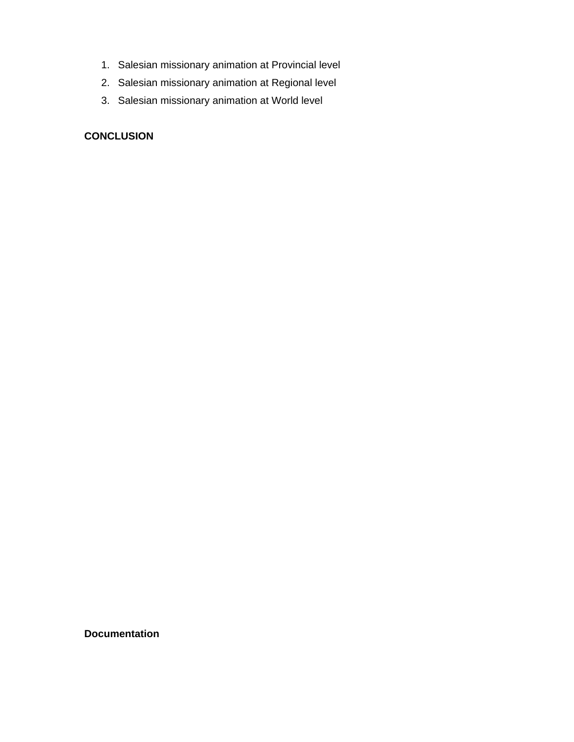1. Salesian missionary animation at Provincial level
2. Salesian missionary animation at Regional level
3. Salesian missionary animation at World level

**CONCLUSION**

**Documentation**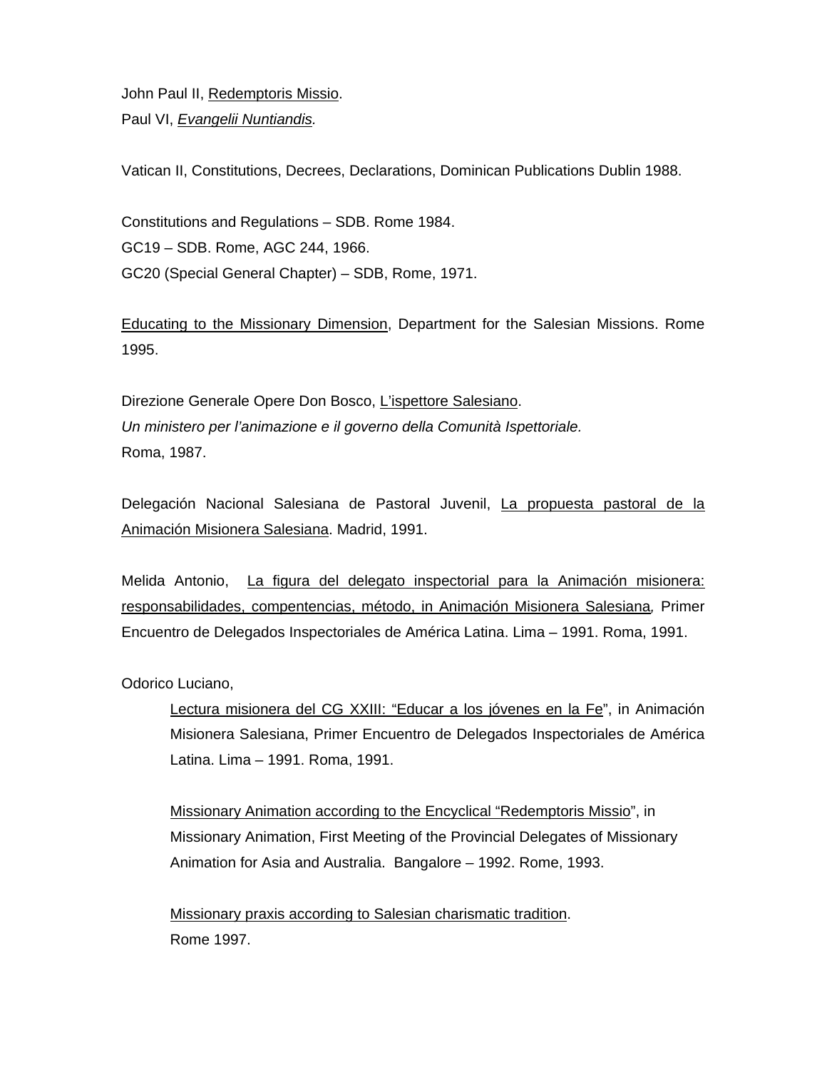John Paul II, Redemptoris Missio.
Paul VI, *Evangelii Nuntiandis.*

Vatican II, Constitutions, Decrees, Declarations, Dominican Publications Dublin 1988.

Constitutions and Regulations – SDB. Rome 1984.
GC19 – SDB. Rome, AGC 244, 1966.
GC20 (Special General Chapter) – SDB, Rome, 1971.

Educating to the Missionary Dimension, Department for the Salesian Missions. Rome 1995.

Direzione Generale Opere Don Bosco, L'ispettore Salesiano.
*Un ministero per l'animazione e il governo della Comunità Ispettoriale.*
Roma, 1987.

Delegación Nacional Salesiana de Pastoral Juvenil, La propuesta pastoral de la Animación Misionera Salesiana. Madrid, 1991.

Melida Antonio, La figura del delegato inspectorial para la Animación misionera: responsabilidades, compentencias, método, in Animación Misionera Salesiana, Primer Encuentro de Delegados Inspectoriales de América Latina. Lima – 1991. Roma, 1991.

Odorico Luciano,

> Lectura misionera del CG XXIII: "Educar a los jóvenes en la Fe", in Animación Misionera Salesiana, Primer Encuentro de Delegados Inspectoriales de América Latina. Lima – 1991. Roma, 1991.
>
> Missionary Animation according to the Encyclical "Redemptoris Missio", in Missionary Animation, First Meeting of the Provincial Delegates of Missionary Animation for Asia and Australia. Bangalore – 1992. Rome, 1993.
>
> Missionary praxis according to Salesian charismatic tradition.
> Rome 1997.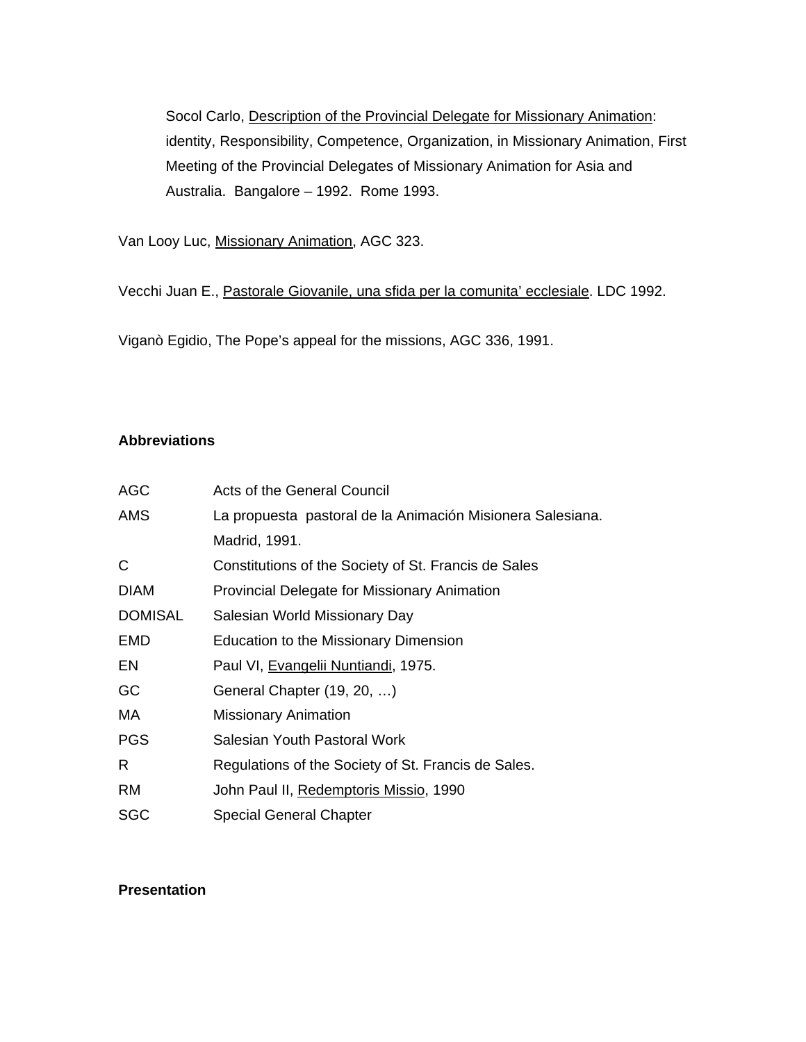Socol Carlo, <u>Description of the Provincial Delegate for Missionary Animation</u>: identity, Responsibility, Competence, Organization, in Missionary Animation, First Meeting of the Provincial Delegates of Missionary Animation for Asia and Australia. Bangalore – 1992. Rome 1993.

Van Looy Luc, <u>Missionary Animation</u>, AGC 323.

Vecchi Juan E., <u>Pastorale Giovanile, una sfida per la comunita' ecclesiale</u>. LDC 1992.

Viganò Egidio, The Pope's appeal for the missions, AGC 336, 1991.

**Abbreviations**

| | |
|---|---|
| AGC | Acts of the General Council |
| AMS | La propuesta pastoral de la Animación Misionera Salesiana. Madrid, 1991. |
| C | Constitutions of the Society of St. Francis de Sales |
| DIAM | Provincial Delegate for Missionary Animation |
| DOMISAL | Salesian World Missionary Day |
| EMD | Education to the Missionary Dimension |
| EN | Paul VI, <u>Evangelii Nuntiandi</u>, 1975. |
| GC | General Chapter (19, 20, …) |
| MA | Missionary Animation |
| PGS | Salesian Youth Pastoral Work |
| R | Regulations of the Society of St. Francis de Sales. |
| RM | John Paul II, <u>Redemptoris Missio</u>, 1990 |
| SGC | Special General Chapter |

**Presentation**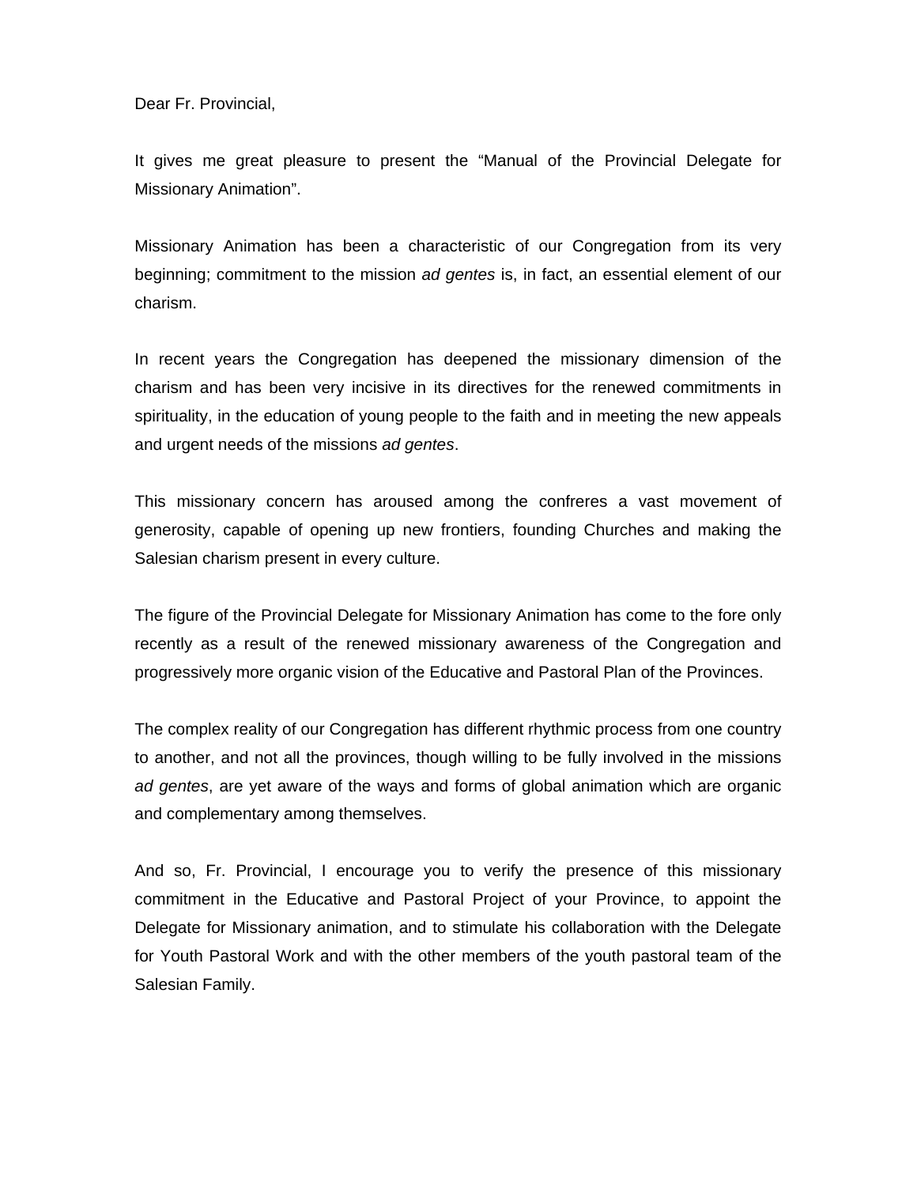Dear Fr. Provincial,

It gives me great pleasure to present the "Manual of the Provincial Delegate for Missionary Animation".

Missionary Animation has been a characteristic of our Congregation from its very beginning; commitment to the mission *ad gentes* is, in fact, an essential element of our charism.

In recent years the Congregation has deepened the missionary dimension of the charism and has been very incisive in its directives for the renewed commitments in spirituality, in the education of young people to the faith and in meeting the new appeals and urgent needs of the missions *ad gentes*.

This missionary concern has aroused among the confreres a vast movement of generosity, capable of opening up new frontiers, founding Churches and making the Salesian charism present in every culture.

The figure of the Provincial Delegate for Missionary Animation has come to the fore only recently as a result of the renewed missionary awareness of the Congregation and progressively more organic vision of the Educative and Pastoral Plan of the Provinces.

The complex reality of our Congregation has different rhythmic process from one country to another, and not all the provinces, though willing to be fully involved in the missions *ad gentes*, are yet aware of the ways and forms of global animation which are organic and complementary among themselves.

And so, Fr. Provincial, I encourage you to verify the presence of this missionary commitment in the Educative and Pastoral Project of your Province, to appoint the Delegate for Missionary animation, and to stimulate his collaboration with the Delegate for Youth Pastoral Work and with the other members of the youth pastoral team of the Salesian Family.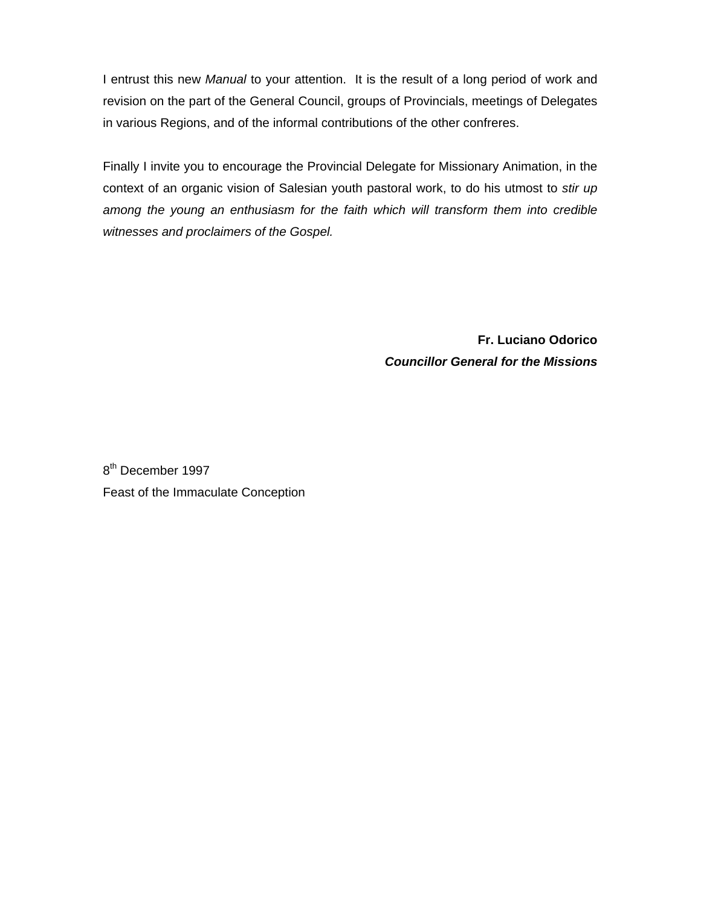I entrust this new *Manual* to your attention. It is the result of a long period of work and revision on the part of the General Council, groups of Provincials, meetings of Delegates in various Regions, and of the informal contributions of the other confreres.

Finally I invite you to encourage the Provincial Delegate for Missionary Animation, in the context of an organic vision of Salesian youth pastoral work, to do his utmost to *stir up among the young an enthusiasm for the faith which will transform them into credible witnesses and proclaimers of the Gospel.*

**Fr. Luciano Odorico**
***Councillor General for the Missions***

8th December 1997
Feast of the Immaculate Conception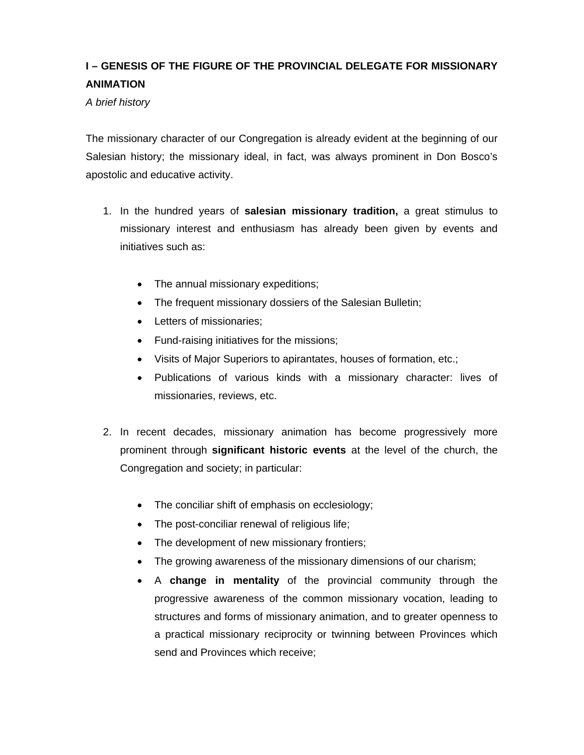## I – GENESIS OF THE FIGURE OF THE PROVINCIAL DELEGATE FOR MISSIONARY ANIMATION

*A brief history*

The missionary character of our Congregation is already evident at the beginning of our Salesian history; the missionary ideal, in fact, was always prominent in Don Bosco's apostolic and educative activity.

1. In the hundred years of **salesian missionary tradition,** a great stimulus to missionary interest and enthusiasm has already been given by events and initiatives such as:

    - The annual missionary expeditions;
    - The frequent missionary dossiers of the Salesian Bulletin;
    - Letters of missionaries;
    - Fund-raising initiatives for the missions;
    - Visits of Major Superiors to apirantates, houses of formation, etc.;
    - Publications of various kinds with a missionary character: lives of missionaries, reviews, etc.

2. In recent decades, missionary animation has become progressively more prominent through **significant historic events** at the level of the church, the Congregation and society; in particular:

    - The conciliar shift of emphasis on ecclesiology;
    - The post-conciliar renewal of religious life;
    - The development of new missionary frontiers;
    - The growing awareness of the missionary dimensions of our charism;
    - A **change in mentality** of the provincial community through the progressive awareness of the common missionary vocation, leading to structures and forms of missionary animation, and to greater openness to a practical missionary reciprocity or twinning between Provinces which send and Provinces which receive;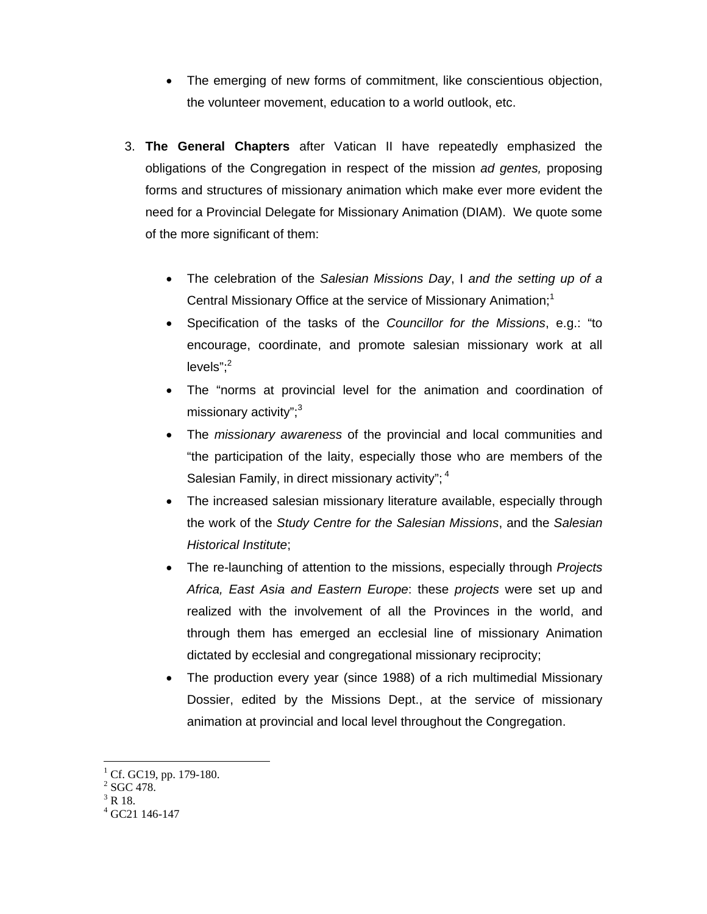- The emerging of new forms of commitment, like conscientious objection, the volunteer movement, education to a world outlook, etc.

3. **The General Chapters** after Vatican II have repeatedly emphasized the obligations of the Congregation in respect of the mission *ad gentes,* proposing forms and structures of missionary animation which make ever more evident the need for a Provincial Delegate for Missionary Animation (DIAM). We quote some of the more significant of them:

   - The celebration of the *Salesian Missions Day*, I *and the setting up of a* Central Missionary Office at the service of Missionary Animation;[1]
   - Specification of the tasks of the *Councillor for the Missions*, e.g.: "to encourage, coordinate, and promote salesian missionary work at all levels";[2]
   - The "norms at provincial level for the animation and coordination of missionary activity";[3]
   - The *missionary awareness* of the provincial and local communities and "the participation of the laity, especially those who are members of the Salesian Family, in direct missionary activity"; [4]
   - The increased salesian missionary literature available, especially through the work of the *Study Centre for the Salesian Missions*, and the *Salesian Historical Institute*;
   - The re-launching of attention to the missions, especially through *Projects Africa, East Asia and Eastern Europe*: these *projects* were set up and realized with the involvement of all the Provinces in the world, and through them has emerged an ecclesial line of missionary Animation dictated by ecclesial and congregational missionary reciprocity;
   - The production every year (since 1988) of a rich multimedial Missionary Dossier, edited by the Missions Dept., at the service of missionary animation at provincial and local level throughout the Congregation.

---

[1] Cf. GC19, pp. 179-180.
[2] SGC 478.
[3] R 18.
[4] GC21 146-147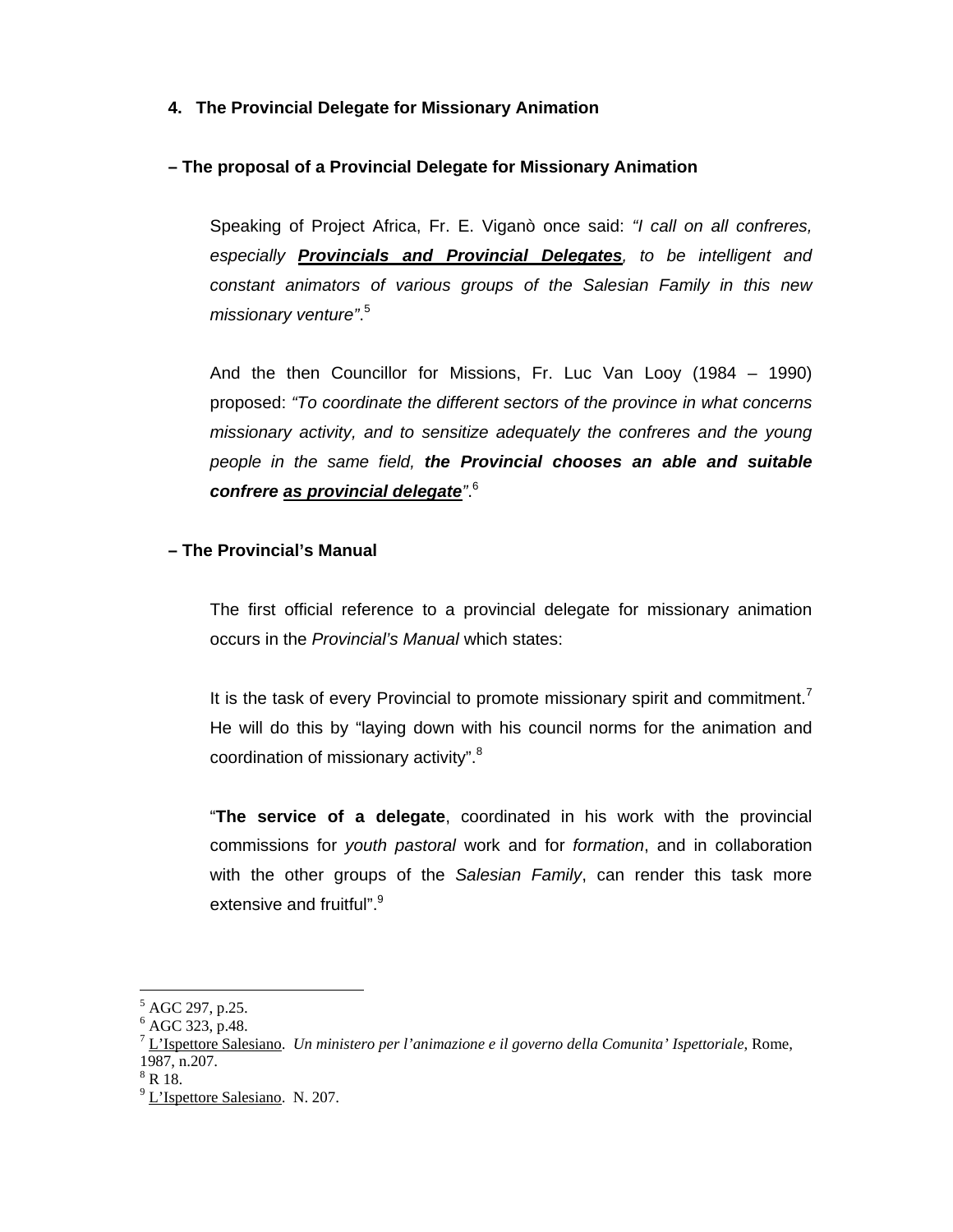## 4. The Provincial Delegate for Missionary Animation

### – The proposal of a Provincial Delegate for Missionary Animation

Speaking of Project Africa, Fr. E. Viganò once said: *"I call on all confreres, especially **<u>Provincials and Provincial Delegates</u>**, to be intelligent and constant animators of various groups of the Salesian Family in this new missionary venture"*.[5]

And the then Councillor for Missions, Fr. Luc Van Looy (1984 – 1990) proposed: *"To coordinate the different sectors of the province in what concerns missionary activity, and to sensitize adequately the confreres and the young people in the same field, **the Provincial chooses an able and suitable confrere <u>as provincial delegate</u>**"*.[6]

### – The Provincial's Manual

The first official reference to a provincial delegate for missionary animation occurs in the *Provincial's Manual* which states:

It is the task of every Provincial to promote missionary spirit and commitment.[7] He will do this by "laying down with his council norms for the animation and coordination of missionary activity".[8]

"**The service of a delegate**, coordinated in his work with the provincial commissions for *youth pastoral* work and for *formation*, and in collaboration with the other groups of the *Salesian Family*, can render this task more extensive and fruitful".[9]

---

[5] AGC 297, p.25.
[6] AGC 323, p.48.
[7] <u>L'Ispettore Salesiano</u>. *Un ministero per l'animazione e il governo della Comunita' Ispettoriale*, Rome, 1987, n.207.
[8] R 18.
[9] <u>L'Ispettore Salesiano</u>. N. 207.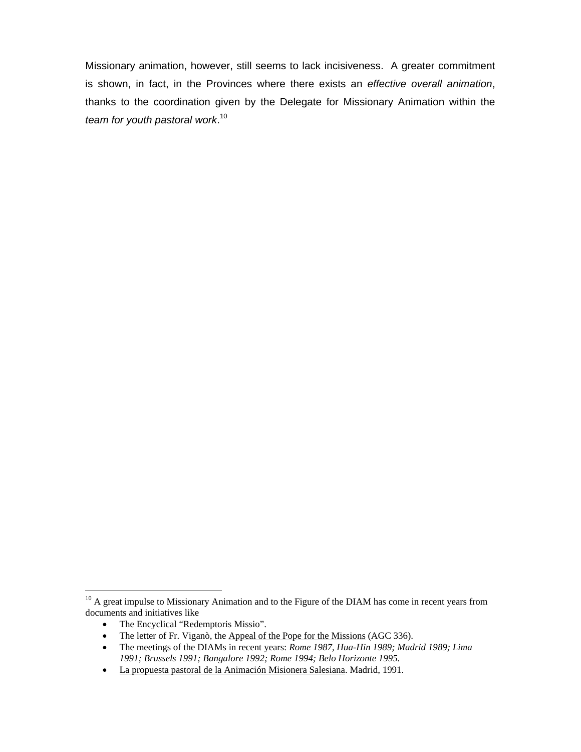Missionary animation, however, still seems to lack incisiveness. A greater commitment is shown, in fact, in the Provinces where there exists an *effective overall animation*, thanks to the coordination given by the Delegate for Missionary Animation within the *team for youth pastoral work*.[10]

---

[10] A great impulse to Missionary Animation and to the Figure of the DIAM has come in recent years from documents and initiatives like

- The Encyclical "Redemptoris Missio".
- The letter of Fr. Viganò, the Appeal of the Pope for the Missions (AGC 336).
- The meetings of the DIAMs in recent years: *Rome 1987, Hua-Hin 1989; Madrid 1989; Lima 1991; Brussels 1991; Bangalore 1992; Rome 1994; Belo Horizonte 1995.*
- La propuesta pastoral de la Animación Misionera Salesiana. Madrid, 1991.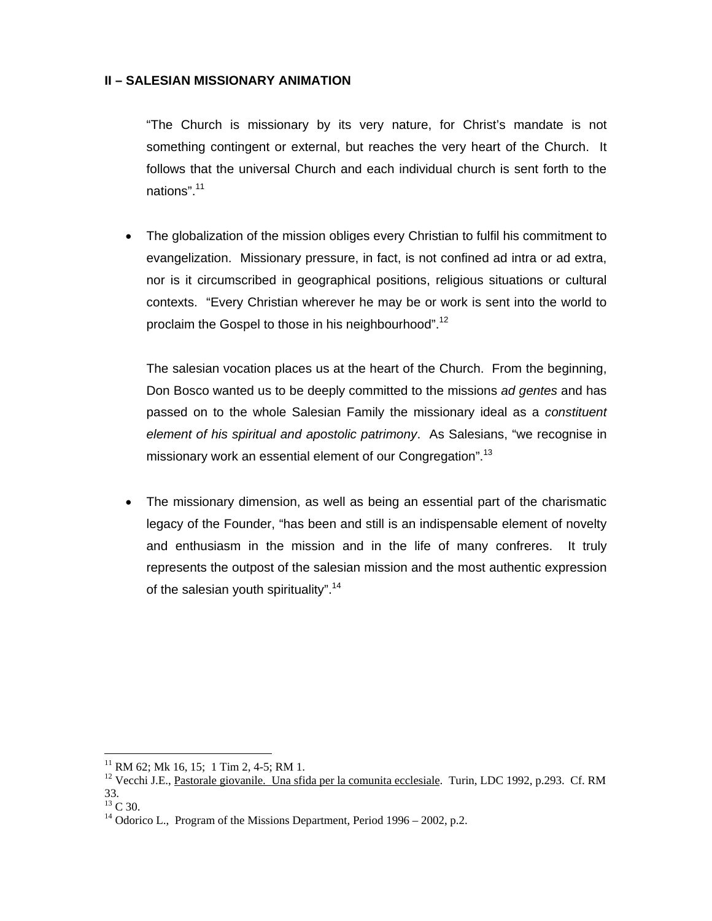**II – SALESIAN MISSIONARY ANIMATION**

> "The Church is missionary by its very nature, for Christ's mandate is not something contingent or external, but reaches the very heart of the Church. It follows that the universal Church and each individual church is sent forth to the nations".[11]

- The globalization of the mission obliges every Christian to fulfil his commitment to evangelization. Missionary pressure, in fact, is not confined ad intra or ad extra, nor is it circumscribed in geographical positions, religious situations or cultural contexts. "Every Christian wherever he may be or work is sent into the world to proclaim the Gospel to those in his neighbourhood".[12]

  The salesian vocation places us at the heart of the Church. From the beginning, Don Bosco wanted us to be deeply committed to the missions *ad gentes* and has passed on to the whole Salesian Family the missionary ideal as a *constituent element of his spiritual and apostolic patrimony*. As Salesians, "we recognise in missionary work an essential element of our Congregation".[13]

- The missionary dimension, as well as being an essential part of the charismatic legacy of the Founder, "has been and still is an indispensable element of novelty and enthusiasm in the mission and in the life of many confreres. It truly represents the outpost of the salesian mission and the most authentic expression of the salesian youth spirituality".[14]

---

[11] RM 62; Mk 16, 15; 1 Tim 2, 4-5; RM 1.

[12] Vecchi J.E., Pastorale giovanile. Una sfida per la comunita ecclesiale. Turin, LDC 1992, p.293. Cf. RM 33.

[13] C 30.

[14] Odorico L., Program of the Missions Department, Period 1996 – 2002, p.2.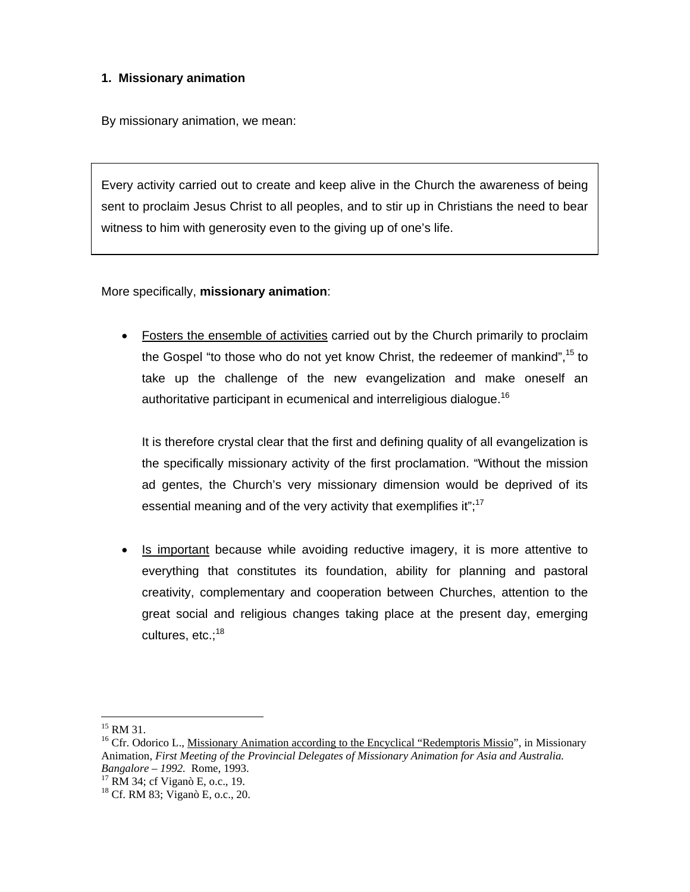**1. Missionary animation**

By missionary animation, we mean:

> Every activity carried out to create and keep alive in the Church the awareness of being sent to proclaim Jesus Christ to all peoples, and to stir up in Christians the need to bear witness to him with generosity even to the giving up of one's life.

More specifically, **missionary animation**:

- Fosters the ensemble of activities carried out by the Church primarily to proclaim the Gospel "to those who do not yet know Christ, the redeemer of mankind",[15] to take up the challenge of the new evangelization and make oneself an authoritative participant in ecumenical and interreligious dialogue.[16]

  It is therefore crystal clear that the first and defining quality of all evangelization is the specifically missionary activity of the first proclamation. "Without the mission ad gentes, the Church's very missionary dimension would be deprived of its essential meaning and of the very activity that exemplifies it";[17]

- Is important because while avoiding reductive imagery, it is more attentive to everything that constitutes its foundation, ability for planning and pastoral creativity, complementary and cooperation between Churches, attention to the great social and religious changes taking place at the present day, emerging cultures, etc.;[18]

---

[15] RM 31.

[16] Cfr. Odorico L., Missionary Animation according to the Encyclical "Redemptoris Missio", in Missionary Animation, *First Meeting of the Provincial Delegates of Missionary Animation for Asia and Australia. Bangalore – 1992.* Rome, 1993.

[17] RM 34; cf Viganò E, o.c., 19.

[18] Cf. RM 83; Viganò E, o.c., 20.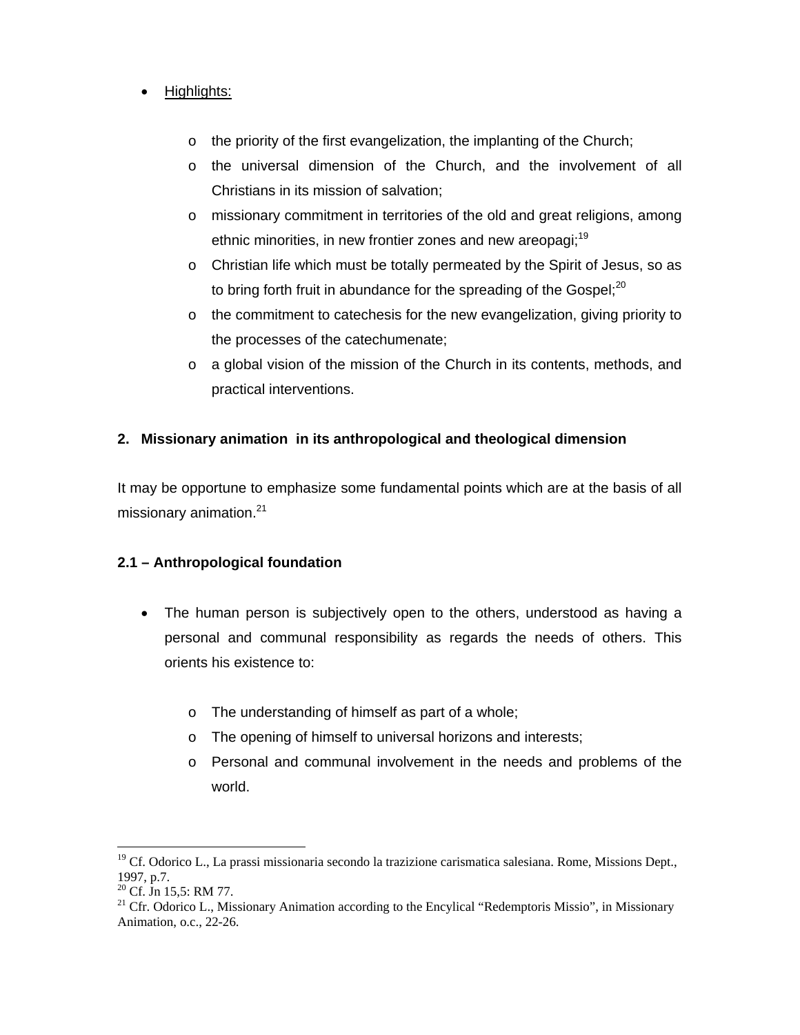- Highlights:

    - the priority of the first evangelization, the implanting of the Church;
    - the universal dimension of the Church, and the involvement of all Christians in its mission of salvation;
    - missionary commitment in territories of the old and great religions, among ethnic minorities, in new frontier zones and new areopagi;[19]
    - Christian life which must be totally permeated by the Spirit of Jesus, so as to bring forth fruit in abundance for the spreading of the Gospel;[20]
    - the commitment to catechesis for the new evangelization, giving priority to the processes of the catechumenate;
    - a global vision of the mission of the Church in its contents, methods, and practical interventions.

## 2. Missionary animation in its anthropological and theological dimension

It may be opportune to emphasize some fundamental points which are at the basis of all missionary animation.[21]

### 2.1 – Anthropological foundation

- The human person is subjectively open to the others, understood as having a personal and communal responsibility as regards the needs of others. This orients his existence to:

    - The understanding of himself as part of a whole;
    - The opening of himself to universal horizons and interests;
    - Personal and communal involvement in the needs and problems of the world.

---

[19] Cf. Odorico L., La prassi missionaria secondo la trazizione carismatica salesiana. Rome, Missions Dept., 1997, p.7.

[20] Cf. Jn 15,5: RM 77.

[21] Cfr. Odorico L., Missionary Animation according to the Encylical "Redemptoris Missio", in Missionary Animation, o.c., 22-26.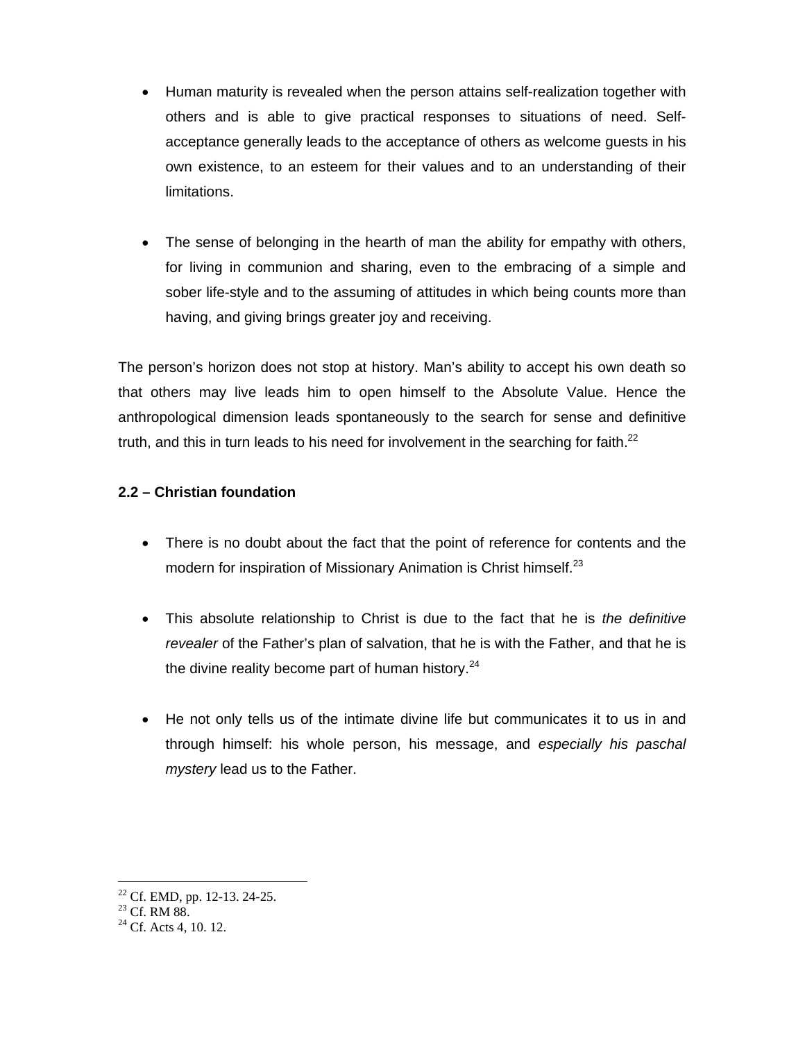- Human maturity is revealed when the person attains self-realization together with others and is able to give practical responses to situations of need. Self-acceptance generally leads to the acceptance of others as welcome guests in his own existence, to an esteem for their values and to an understanding of their limitations.

- The sense of belonging in the hearth of man the ability for empathy with others, for living in communion and sharing, even to the embracing of a simple and sober life-style and to the assuming of attitudes in which being counts more than having, and giving brings greater joy and receiving.

The person's horizon does not stop at history. Man's ability to accept his own death so that others may live leads him to open himself to the Absolute Value. Hence the anthropological dimension leads spontaneously to the search for sense and definitive truth, and this in turn leads to his need for involvement in the searching for faith.[22]

**2.2 – Christian foundation**

- There is no doubt about the fact that the point of reference for contents and the modern for inspiration of Missionary Animation is Christ himself.[23]

- This absolute relationship to Christ is due to the fact that he is *the definitive revealer* of the Father's plan of salvation, that he is with the Father, and that he is the divine reality become part of human history.[24]

- He not only tells us of the intimate divine life but communicates it to us in and through himself: his whole person, his message, and *especially his paschal mystery* lead us to the Father.

---

[22] Cf. EMD, pp. 12-13. 24-25.
[23] Cf. RM 88.
[24] Cf. Acts 4, 10. 12.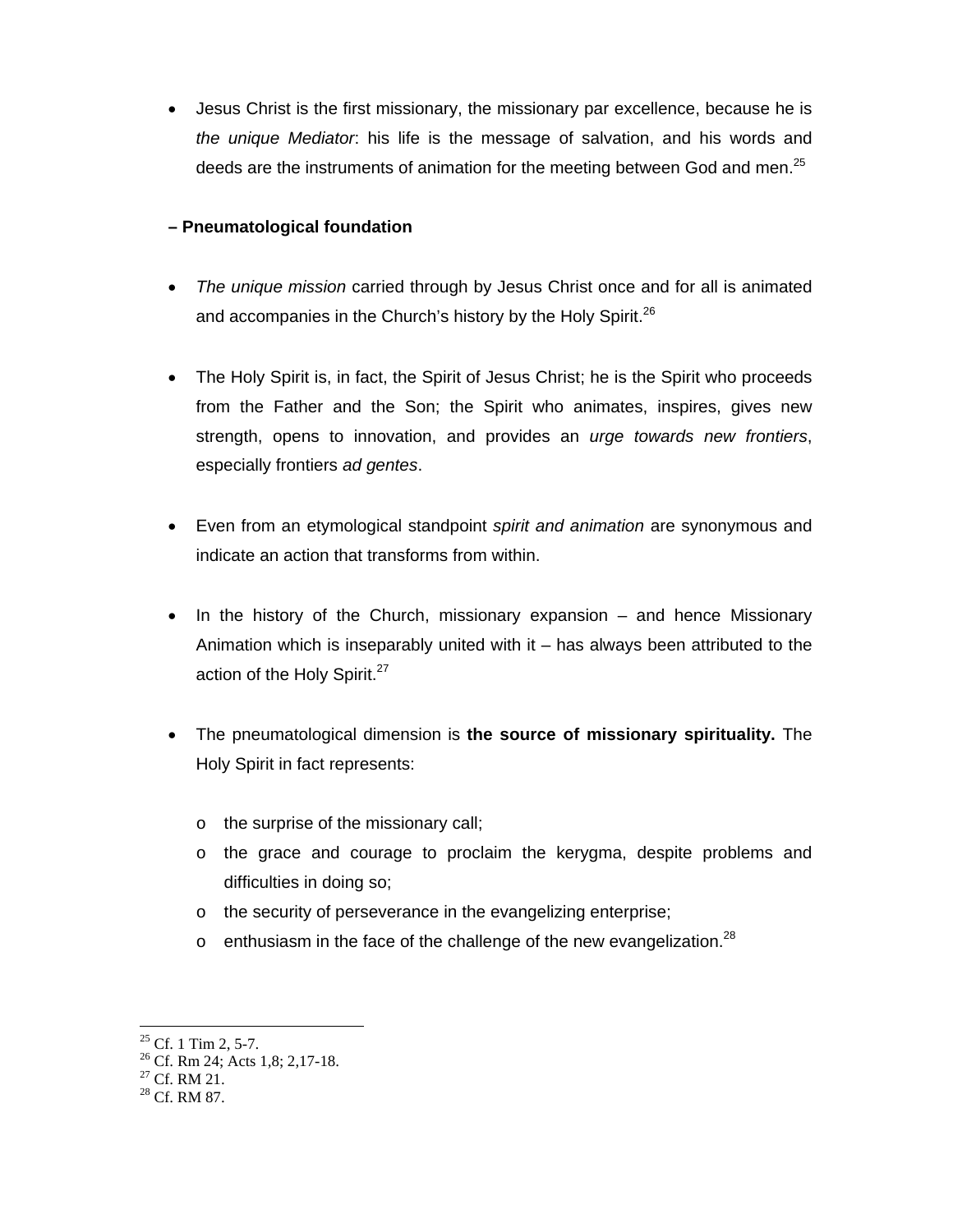- Jesus Christ is the first missionary, the missionary par excellence, because he is *the unique Mediator*: his life is the message of salvation, and his words and deeds are the instruments of animation for the meeting between God and men.[25]

**– Pneumatological foundation**

- *The unique mission* carried through by Jesus Christ once and for all is animated and accompanies in the Church's history by the Holy Spirit.[26]

- The Holy Spirit is, in fact, the Spirit of Jesus Christ; he is the Spirit who proceeds from the Father and the Son; the Spirit who animates, inspires, gives new strength, opens to innovation, and provides an *urge towards new frontiers*, especially frontiers *ad gentes*.

- Even from an etymological standpoint *spirit and animation* are synonymous and indicate an action that transforms from within.

- In the history of the Church, missionary expansion – and hence Missionary Animation which is inseparably united with it – has always been attributed to the action of the Holy Spirit.[27]

- The pneumatological dimension is **the source of missionary spirituality.** The Holy Spirit in fact represents:

    - the surprise of the missionary call;
    - the grace and courage to proclaim the kerygma, despite problems and difficulties in doing so;
    - the security of perseverance in the evangelizing enterprise;
    - enthusiasm in the face of the challenge of the new evangelization.[28]

---

[25] Cf. 1 Tim 2, 5-7.
[26] Cf. Rm 24; Acts 1,8; 2,17-18.
[27] Cf. RM 21.
[28] Cf. RM 87.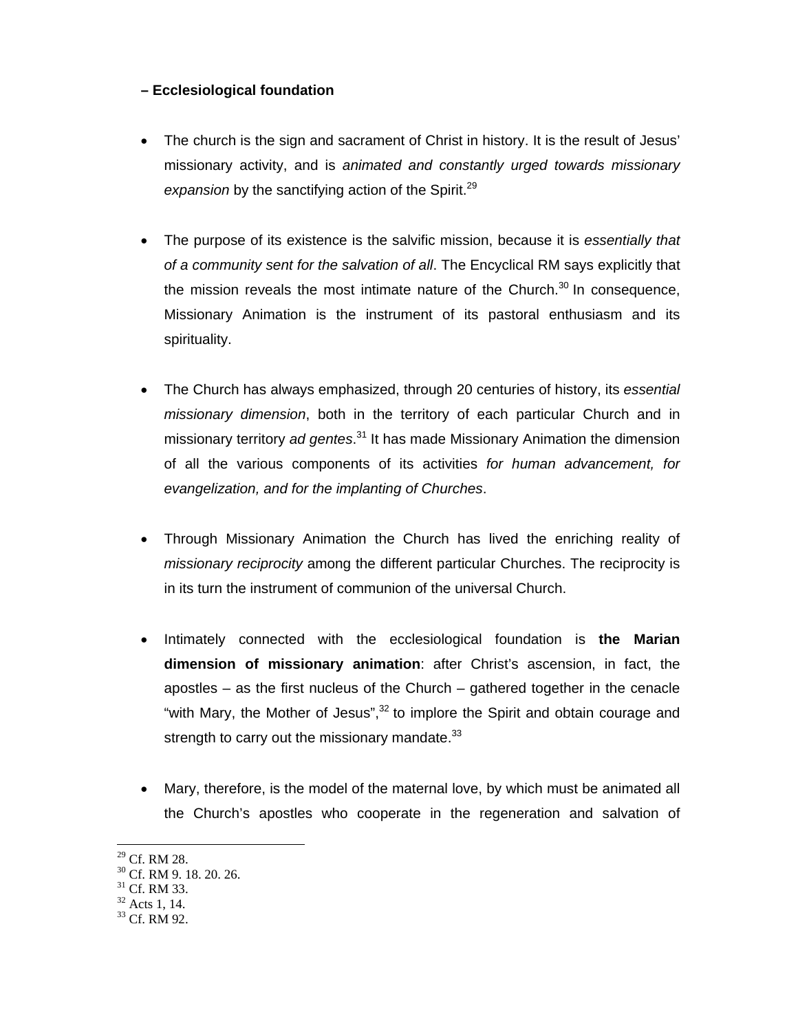**– Ecclesiological foundation**

- The church is the sign and sacrament of Christ in history. It is the result of Jesus' missionary activity, and is *animated and constantly urged towards missionary expansion* by the sanctifying action of the Spirit.[29]

- The purpose of its existence is the salvific mission, because it is *essentially that of a community sent for the salvation of all*. The Encyclical RM says explicitly that the mission reveals the most intimate nature of the Church.[30] In consequence, Missionary Animation is the instrument of its pastoral enthusiasm and its spirituality.

- The Church has always emphasized, through 20 centuries of history, its *essential missionary dimension*, both in the territory of each particular Church and in missionary territory *ad gentes*.[31] It has made Missionary Animation the dimension of all the various components of its activities *for human advancement, for evangelization, and for the implanting of Churches*.

- Through Missionary Animation the Church has lived the enriching reality of *missionary reciprocity* among the different particular Churches. The reciprocity is in its turn the instrument of communion of the universal Church.

- Intimately connected with the ecclesiological foundation is **the Marian dimension of missionary animation**: after Christ's ascension, in fact, the apostles – as the first nucleus of the Church – gathered together in the cenacle "with Mary, the Mother of Jesus",[32] to implore the Spirit and obtain courage and strength to carry out the missionary mandate.[33]

- Mary, therefore, is the model of the maternal love, by which must be animated all the Church's apostles who cooperate in the regeneration and salvation of

---

[29] Cf. RM 28.
[30] Cf. RM 9. 18. 20. 26.
[31] Cf. RM 33.
[32] Acts 1, 14.
[33] Cf. RM 92.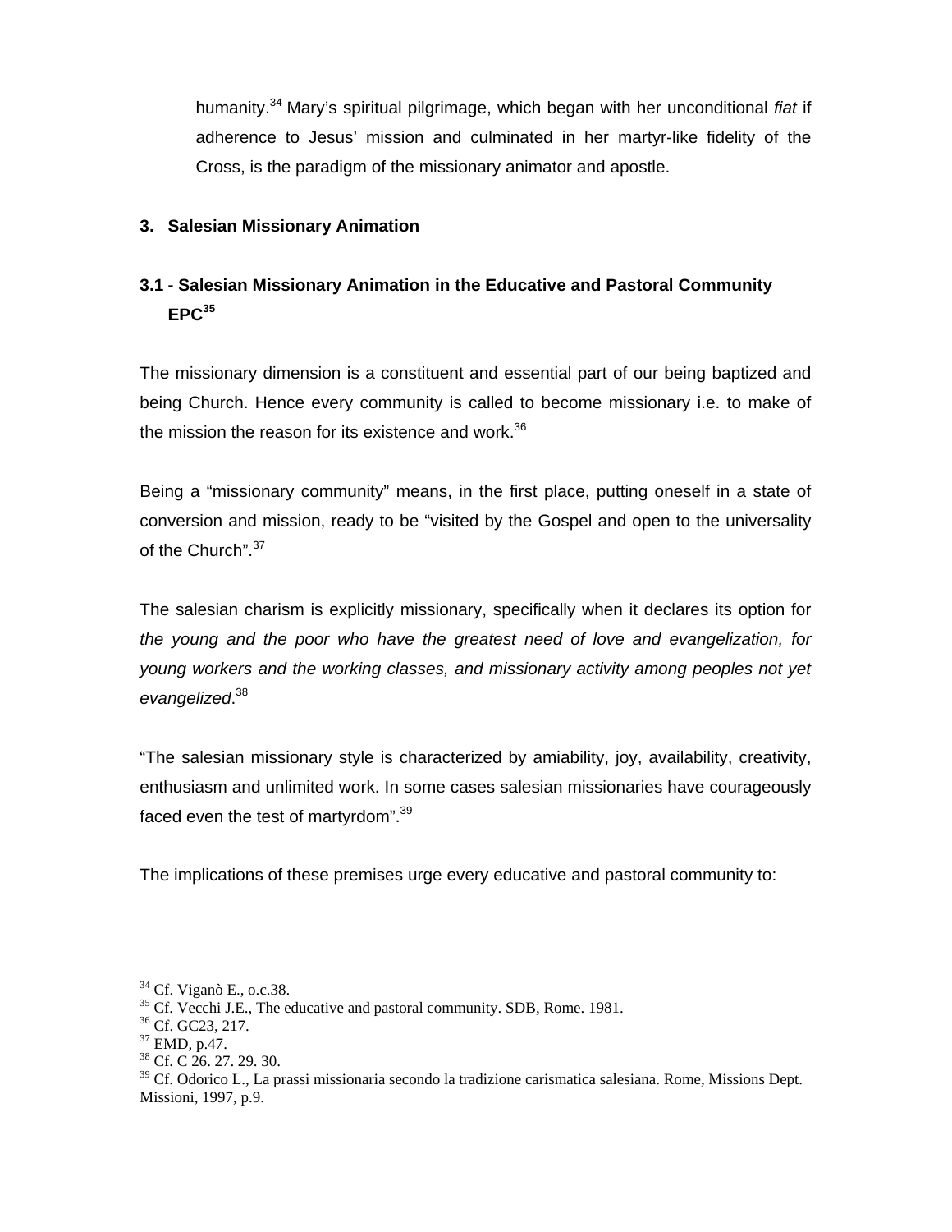humanity.[34] Mary's spiritual pilgrimage, which began with her unconditional *fiat* if adherence to Jesus' mission and culminated in her martyr-like fidelity of the Cross, is the paradigm of the missionary animator and apostle.

## 3. Salesian Missionary Animation

### 3.1 - Salesian Missionary Animation in the Educative and Pastoral Community EPC[35]

The missionary dimension is a constituent and essential part of our being baptized and being Church. Hence every community is called to become missionary i.e. to make of the mission the reason for its existence and work.[36]

Being a "missionary community" means, in the first place, putting oneself in a state of conversion and mission, ready to be "visited by the Gospel and open to the universality of the Church".[37]

The salesian charism is explicitly missionary, specifically when it declares its option for *the young and the poor who have the greatest need of love and evangelization, for young workers and the working classes, and missionary activity among peoples not yet evangelized*.[38]

"The salesian missionary style is characterized by amiability, joy, availability, creativity, enthusiasm and unlimited work. In some cases salesian missionaries have courageously faced even the test of martyrdom".[39]

The implications of these premises urge every educative and pastoral community to:

---

[34] Cf. Viganò E., o.c.38.
[35] Cf. Vecchi J.E., The educative and pastoral community. SDB, Rome. 1981.
[36] Cf. GC23, 217.
[37] EMD, p.47.
[38] Cf. C 26. 27. 29. 30.
[39] Cf. Odorico L., La prassi missionaria secondo la tradizione carismatica salesiana. Rome, Missions Dept. Missioni, 1997, p.9.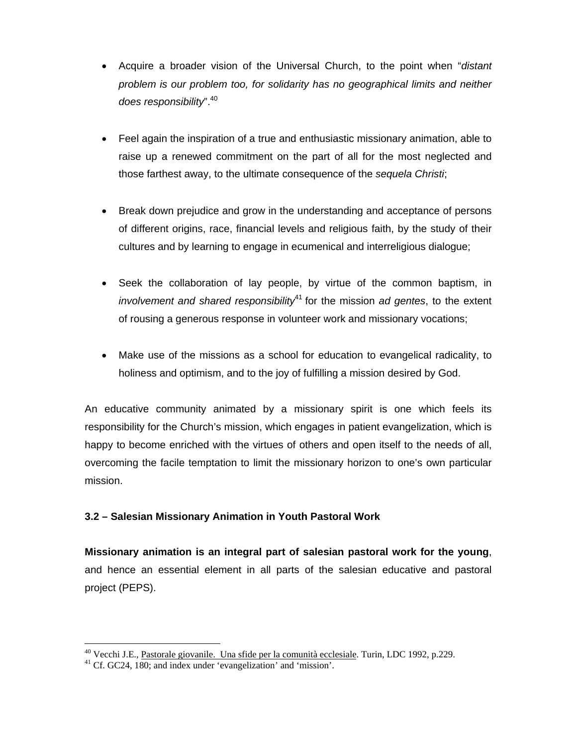- Acquire a broader vision of the Universal Church, to the point when "*distant problem is our problem too, for solidarity has no geographical limits and neither does responsibility*".[40]

- Feel again the inspiration of a true and enthusiastic missionary animation, able to raise up a renewed commitment on the part of all for the most neglected and those farthest away, to the ultimate consequence of the *sequela Christi*;

- Break down prejudice and grow in the understanding and acceptance of persons of different origins, race, financial levels and religious faith, by the study of their cultures and by learning to engage in ecumenical and interreligious dialogue;

- Seek the collaboration of lay people, by virtue of the common baptism, in *involvement and shared responsibility*[41] for the mission *ad gentes*, to the extent of rousing a generous response in volunteer work and missionary vocations;

- Make use of the missions as a school for education to evangelical radicality, to holiness and optimism, and to the joy of fulfilling a mission desired by God.

An educative community animated by a missionary spirit is one which feels its responsibility for the Church's mission, which engages in patient evangelization, which is happy to become enriched with the virtues of others and open itself to the needs of all, overcoming the facile temptation to limit the missionary horizon to one's own particular mission.

### 3.2 – Salesian Missionary Animation in Youth Pastoral Work

**Missionary animation is an integral part of salesian pastoral work for the young**, and hence an essential element in all parts of the salesian educative and pastoral project (PEPS).

---

[40] Vecchi J.E., Pastorale giovanile. Una sfide per la comunità ecclesiale. Turin, LDC 1992, p.229.

[41] Cf. GC24, 180; and index under 'evangelization' and 'mission'.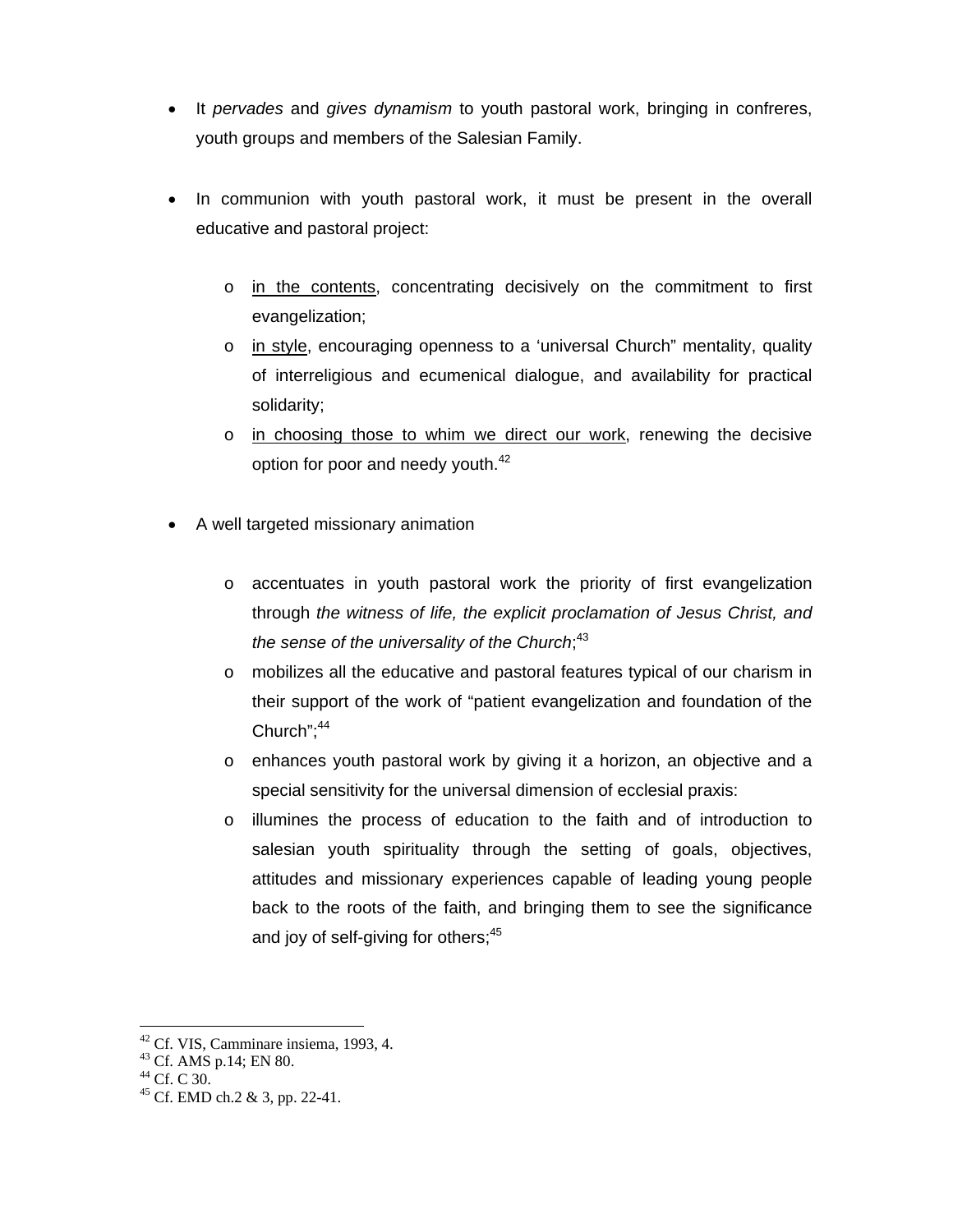- It *pervades* and *gives dynamism* to youth pastoral work, bringing in confreres, youth groups and members of the Salesian Family.

- In communion with youth pastoral work, it must be present in the overall educative and pastoral project:

  - in the contents, concentrating decisively on the commitment to first evangelization;
  - in style, encouraging openness to a 'universal Church" mentality, quality of interreligious and ecumenical dialogue, and availability for practical solidarity;
  - in choosing those to whim we direct our work, renewing the decisive option for poor and needy youth.[42]

- A well targeted missionary animation

  - accentuates in youth pastoral work the priority of first evangelization through *the witness of life, the explicit proclamation of Jesus Christ, and the sense of the universality of the Church*;[43]
  - mobilizes all the educative and pastoral features typical of our charism in their support of the work of "patient evangelization and foundation of the Church";[44]
  - enhances youth pastoral work by giving it a horizon, an objective and a special sensitivity for the universal dimension of ecclesial praxis:
  - illumines the process of education to the faith and of introduction to salesian youth spirituality through the setting of goals, objectives, attitudes and missionary experiences capable of leading young people back to the roots of the faith, and bringing them to see the significance and joy of self-giving for others;[45]

---

[42] Cf. VIS, Camminare insiema, 1993, 4.
[43] Cf. AMS p.14; EN 80.
[44] Cf. C 30.
[45] Cf. EMD ch.2 & 3, pp. 22-41.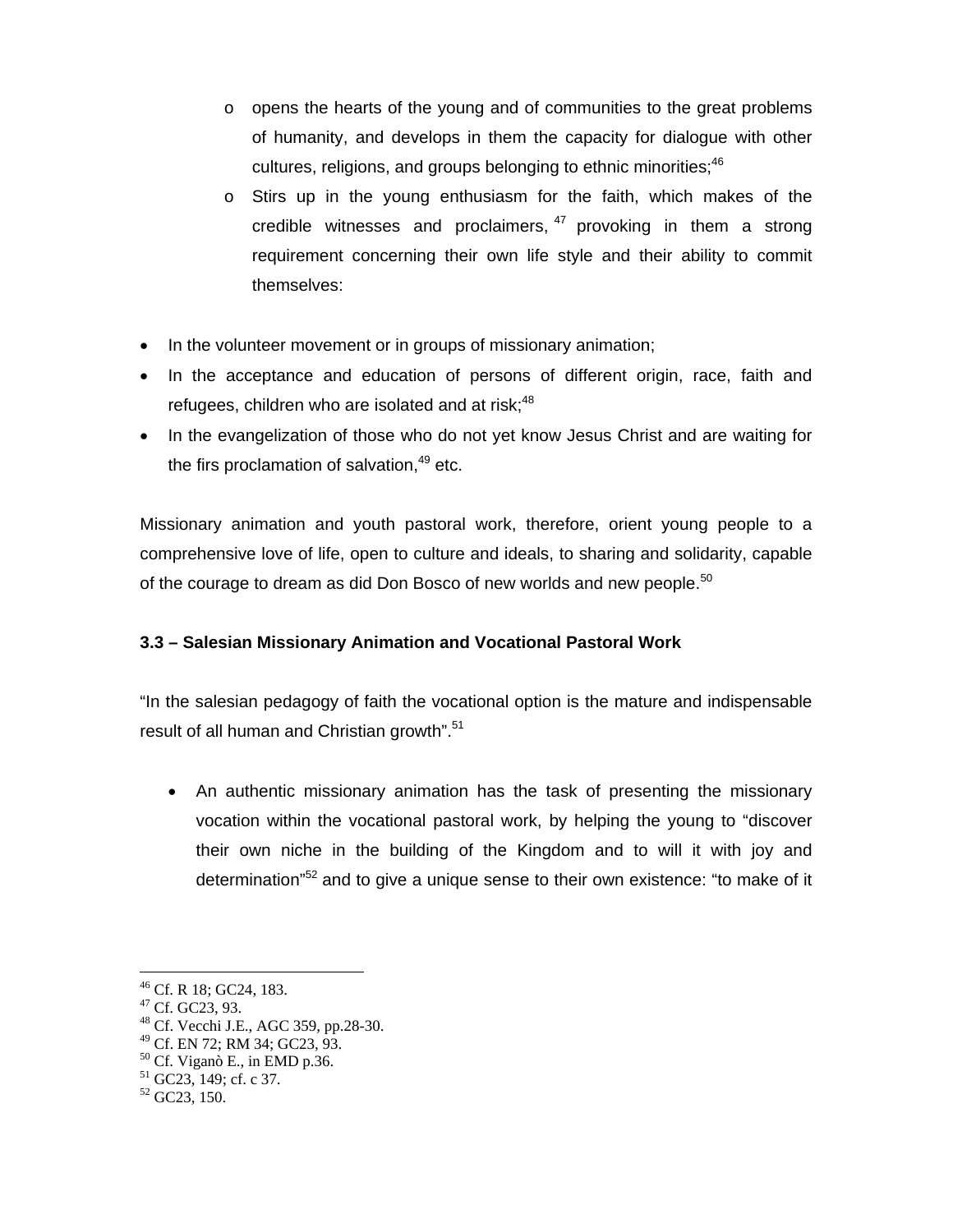- opens the hearts of the young and of communities to the great problems of humanity, and develops in them the capacity for dialogue with other cultures, religions, and groups belonging to ethnic minorities;[46]
  - Stirs up in the young enthusiasm for the faith, which makes of the credible witnesses and proclaimers,[47] provoking in them a strong requirement concerning their own life style and their ability to commit themselves:

- In the volunteer movement or in groups of missionary animation;
- In the acceptance and education of persons of different origin, race, faith and refugees, children who are isolated and at risk;[48]
- In the evangelization of those who do not yet know Jesus Christ and are waiting for the firs proclamation of salvation,[49] etc.

Missionary animation and youth pastoral work, therefore, orient young people to a comprehensive love of life, open to culture and ideals, to sharing and solidarity, capable of the courage to dream as did Don Bosco of new worlds and new people.[50]

### 3.3 – Salesian Missionary Animation and Vocational Pastoral Work

"In the salesian pedagogy of faith the vocational option is the mature and indispensable result of all human and Christian growth".[51]

- An authentic missionary animation has the task of presenting the missionary vocation within the vocational pastoral work, by helping the young to "discover their own niche in the building of the Kingdom and to will it with joy and determination"[52] and to give a unique sense to their own existence: "to make of it

---

[46] Cf. R 18; GC24, 183.
[47] Cf. GC23, 93.
[48] Cf. Vecchi J.E., AGC 359, pp.28-30.
[49] Cf. EN 72; RM 34; GC23, 93.
[50] Cf. Viganò E., in EMD p.36.
[51] GC23, 149; cf. c 37.
[52] GC23, 150.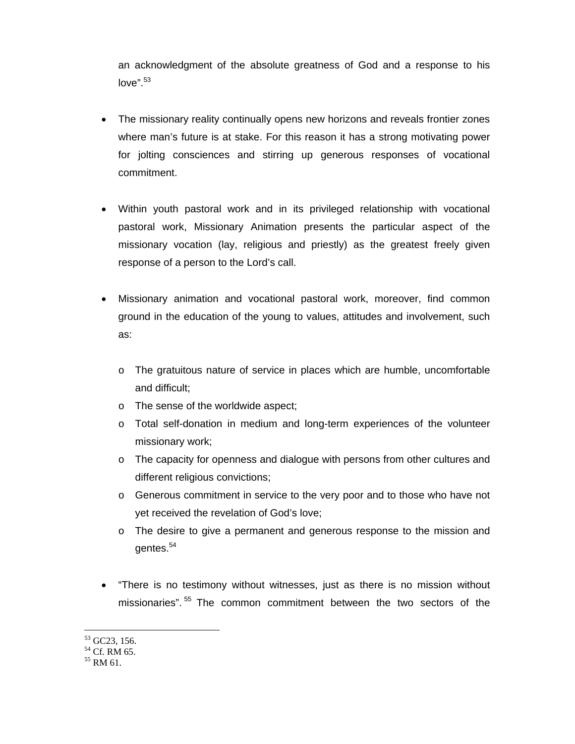an acknowledgment of the absolute greatness of God and a response to his love".[53]

- The missionary reality continually opens new horizons and reveals frontier zones where man's future is at stake. For this reason it has a strong motivating power for jolting consciences and stirring up generous responses of vocational commitment.

- Within youth pastoral work and in its privileged relationship with vocational pastoral work, Missionary Animation presents the particular aspect of the missionary vocation (lay, religious and priestly) as the greatest freely given response of a person to the Lord's call.

- Missionary animation and vocational pastoral work, moreover, find common ground in the education of the young to values, attitudes and involvement, such as:

  - The gratuitous nature of service in places which are humble, uncomfortable and difficult;
  - The sense of the worldwide aspect;
  - Total self-donation in medium and long-term experiences of the volunteer missionary work;
  - The capacity for openness and dialogue with persons from other cultures and different religious convictions;
  - Generous commitment in service to the very poor and to those who have not yet received the revelation of God's love;
  - The desire to give a permanent and generous response to the mission and gentes.[54]

- "There is no testimony without witnesses, just as there is no mission without missionaries".[55] The common commitment between the two sectors of the

---

[53] GC23, 156.
[54] Cf. RM 65.
[55] RM 61.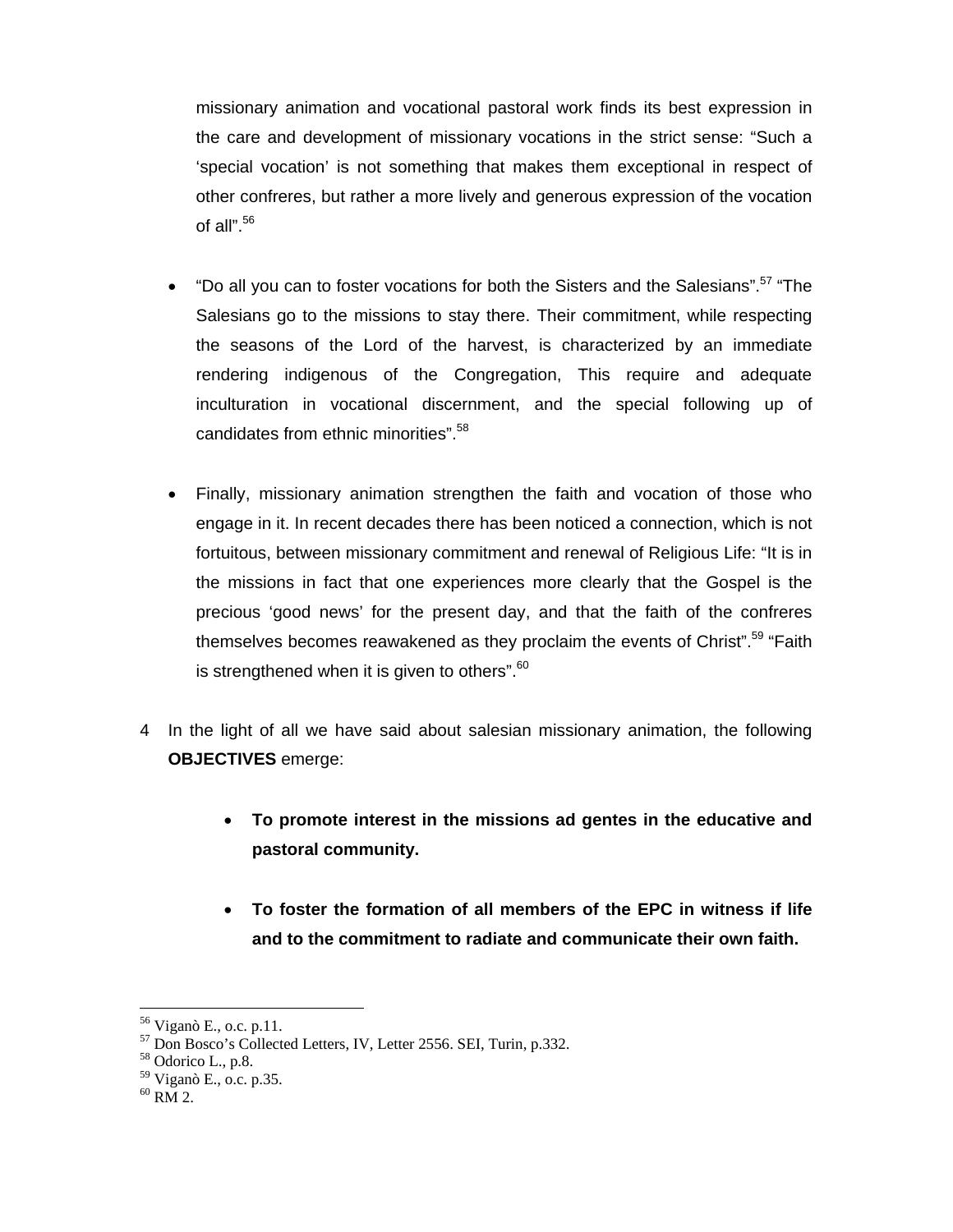missionary animation and vocational pastoral work finds its best expression in the care and development of missionary vocations in the strict sense: "Such a 'special vocation' is not something that makes them exceptional in respect of other confreres, but rather a more lively and generous expression of the vocation of all".[56]

- "Do all you can to foster vocations for both the Sisters and the Salesians".[57] "The Salesians go to the missions to stay there. Their commitment, while respecting the seasons of the Lord of the harvest, is characterized by an immediate rendering indigenous of the Congregation, This require and adequate inculturation in vocational discernment, and the special following up of candidates from ethnic minorities".[58]

- Finally, missionary animation strengthen the faith and vocation of those who engage in it. In recent decades there has been noticed a connection, which is not fortuitous, between missionary commitment and renewal of Religious Life: "It is in the missions in fact that one experiences more clearly that the Gospel is the precious 'good news' for the present day, and that the faith of the confreres themselves becomes reawakened as they proclaim the events of Christ".[59] "Faith is strengthened when it is given to others".[60]

4 In the light of all we have said about salesian missionary animation, the following **OBJECTIVES** emerge:

  - **To promote interest in the missions ad gentes in the educative and pastoral community.**

  - **To foster the formation of all members of the EPC in witness if life and to the commitment to radiate and communicate their own faith.**

---

[56] Viganò E., o.c. p.11.
[57] Don Bosco's Collected Letters, IV, Letter 2556. SEI, Turin, p.332.
[58] Odorico L., p.8.
[59] Viganò E., o.c. p.35.
[60] RM 2.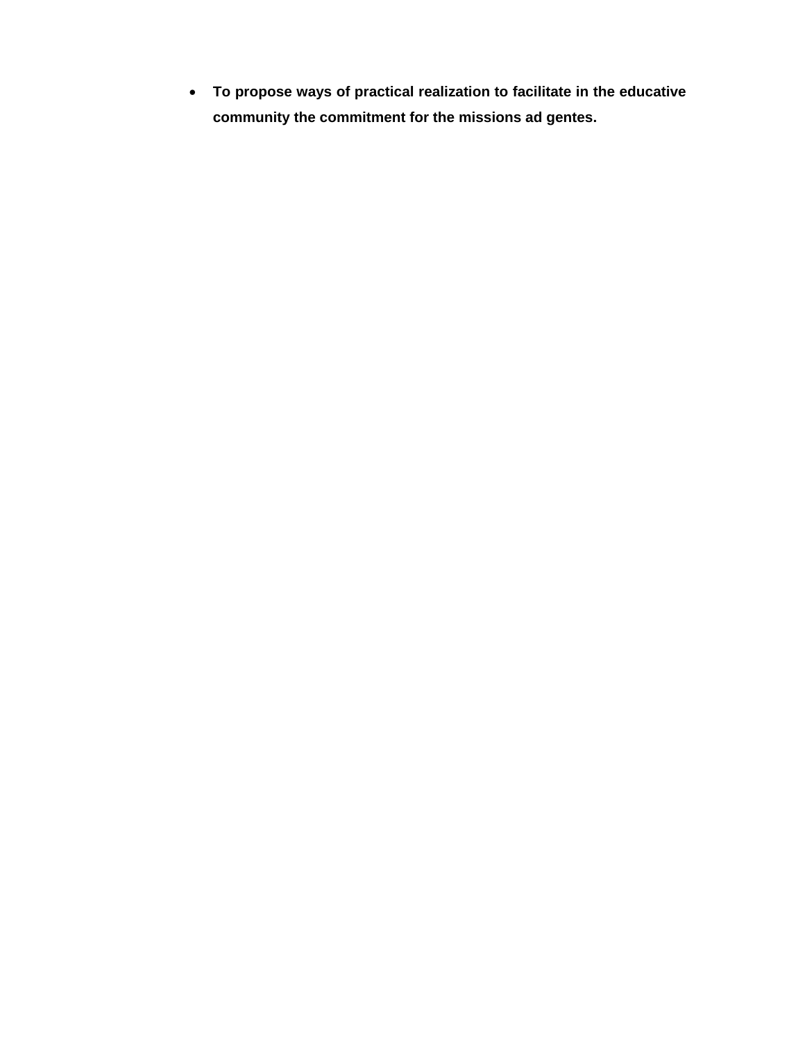- **To propose ways of practical realization to facilitate in the educative community the commitment for the missions ad gentes.**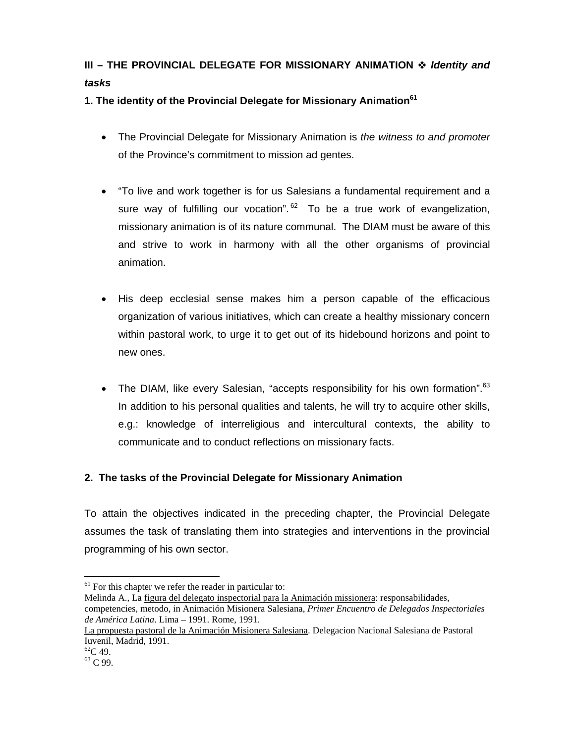## III – THE PROVINCIAL DELEGATE FOR MISSIONARY ANIMATION ❖ *Identity and tasks*

### 1. The identity of the Provincial Delegate for Missionary Animation[61]

- The Provincial Delegate for Missionary Animation is *the witness to and promoter* of the Province's commitment to mission ad gentes.

- "To live and work together is for us Salesians a fundamental requirement and a sure way of fulfilling our vocation".[62] To be a true work of evangelization, missionary animation is of its nature communal. The DIAM must be aware of this and strive to work in harmony with all the other organisms of provincial animation.

- His deep ecclesial sense makes him a person capable of the efficacious organization of various initiatives, which can create a healthy missionary concern within pastoral work, to urge it to get out of its hidebound horizons and point to new ones.

- The DIAM, like every Salesian, "accepts responsibility for his own formation".[63] In addition to his personal qualities and talents, he will try to acquire other skills, e.g.: knowledge of interreligious and intercultural contexts, the ability to communicate and to conduct reflections on missionary facts.

### 2. The tasks of the Provincial Delegate for Missionary Animation

To attain the objectives indicated in the preceding chapter, the Provincial Delegate assumes the task of translating them into strategies and interventions in the provincial programming of his own sector.

---

[61] For this chapter we refer the reader in particular to:
Melinda A., La figura del delegato inspectorial para la Animación missionera: responsabilidades, competencias, metodo, in Animación Misionera Salesiana, *Primer Encuentro de Delegados Inspectoriales de América Latina*. Lima – 1991. Rome, 1991.
La propuesta pastoral de la Animación Misionera Salesiana. Delegacion Nacional Salesiana de Pastoral Iuvenil, Madrid, 1991.

[62] C 49.

[63] C 99.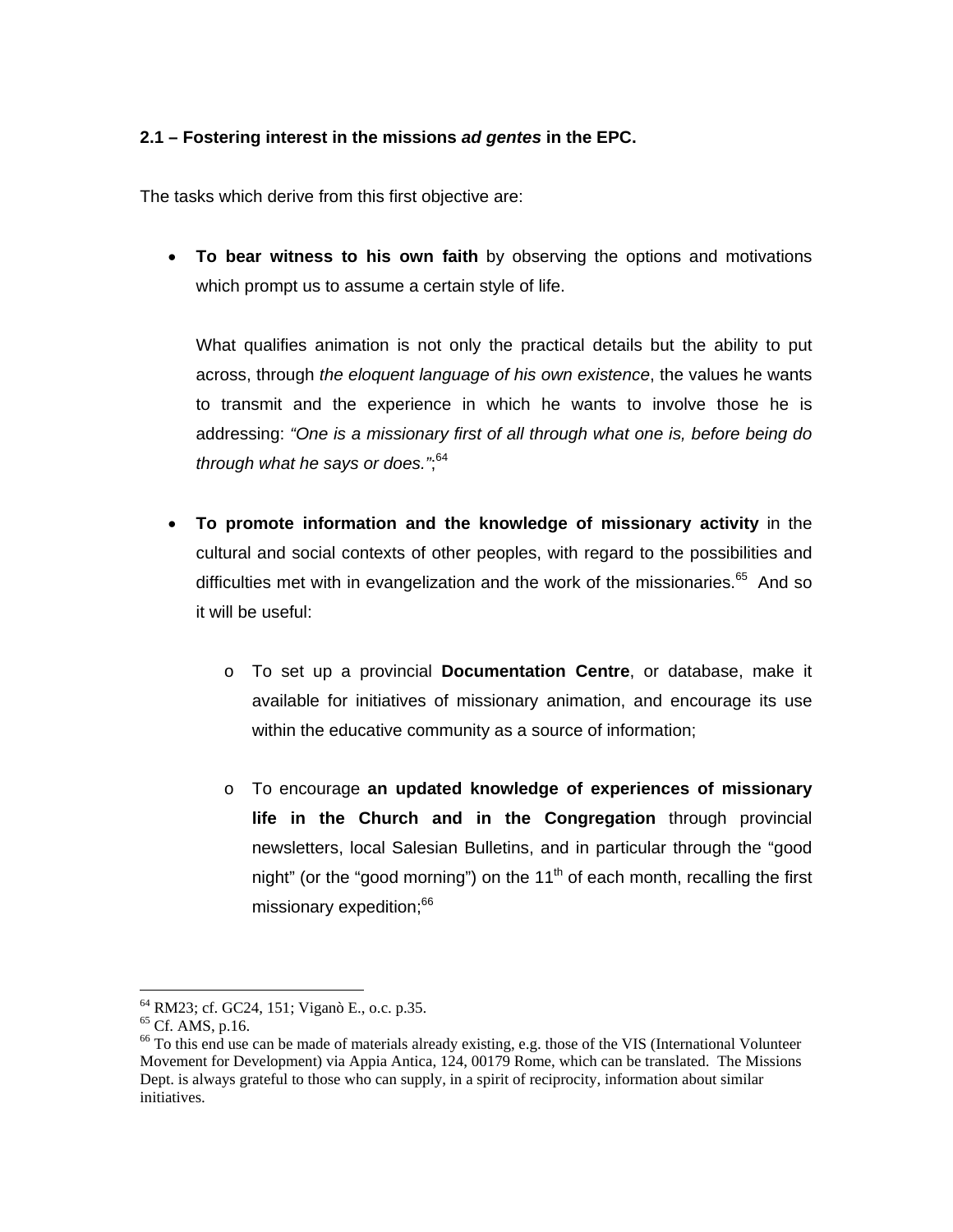### 2.1 – Fostering interest in the missions *ad gentes* in the EPC.

The tasks which derive from this first objective are:

- **To bear witness to his own faith** by observing the options and motivations which prompt us to assume a certain style of life.

  What qualifies animation is not only the practical details but the ability to put across, through *the eloquent language of his own existence*, the values he wants to transmit and the experience in which he wants to involve those he is addressing: *"One is a missionary first of all through what one is, before being do through what he says or does."*;[64]

- **To promote information and the knowledge of missionary activity** in the cultural and social contexts of other peoples, with regard to the possibilities and difficulties met with in evangelization and the work of the missionaries.[65] And so it will be useful:

  - To set up a provincial **Documentation Centre**, or database, make it available for initiatives of missionary animation, and encourage its use within the educative community as a source of information;

  - To encourage **an updated knowledge of experiences of missionary life in the Church and in the Congregation** through provincial newsletters, local Salesian Bulletins, and in particular through the "good night" (or the "good morning") on the 11th of each month, recalling the first missionary expedition;[66]

---

[64] RM23; cf. GC24, 151; Viganò E., o.c. p.35.

[65] Cf. AMS, p.16.

[66] To this end use can be made of materials already existing, e.g. those of the VIS (International Volunteer Movement for Development) via Appia Antica, 124, 00179 Rome, which can be translated. The Missions Dept. is always grateful to those who can supply, in a spirit of reciprocity, information about similar initiatives.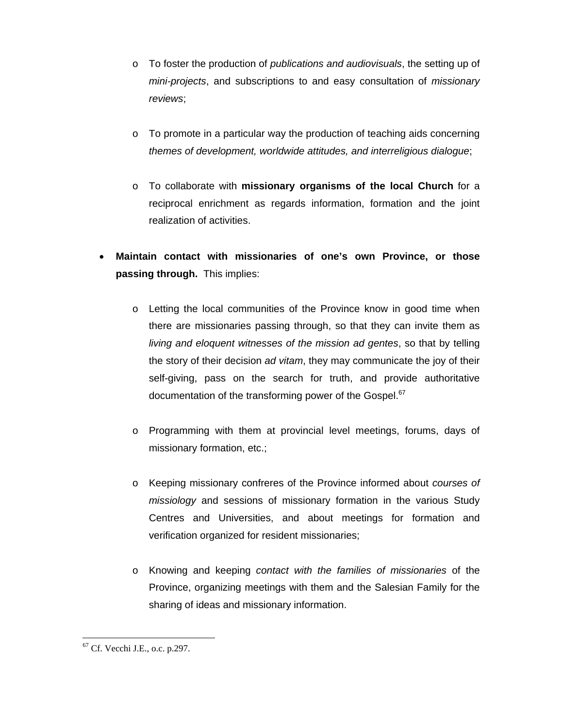- To foster the production of *publications and audiovisuals*, the setting up of *mini-projects*, and subscriptions to and easy consultation of *missionary reviews*;

  - To promote in a particular way the production of teaching aids concerning *themes of development, worldwide attitudes, and interreligious dialogue*;

  - To collaborate with **missionary organisms of the local Church** for a reciprocal enrichment as regards information, formation and the joint realization of activities.

- **Maintain contact with missionaries of one's own Province, or those passing through.** This implies:

  - Letting the local communities of the Province know in good time when there are missionaries passing through, so that they can invite them as *living and eloquent witnesses of the mission ad gentes*, so that by telling the story of their decision *ad vitam*, they may communicate the joy of their self-giving, pass on the search for truth, and provide authoritative documentation of the transforming power of the Gospel.[67]

  - Programming with them at provincial level meetings, forums, days of missionary formation, etc.;

  - Keeping missionary confreres of the Province informed about *courses of missiology* and sessions of missionary formation in the various Study Centres and Universities, and about meetings for formation and verification organized for resident missionaries;

  - Knowing and keeping *contact with the families of missionaries* of the Province, organizing meetings with them and the Salesian Family for the sharing of ideas and missionary information.

---

[67] Cf. Vecchi J.E., o.c. p.297.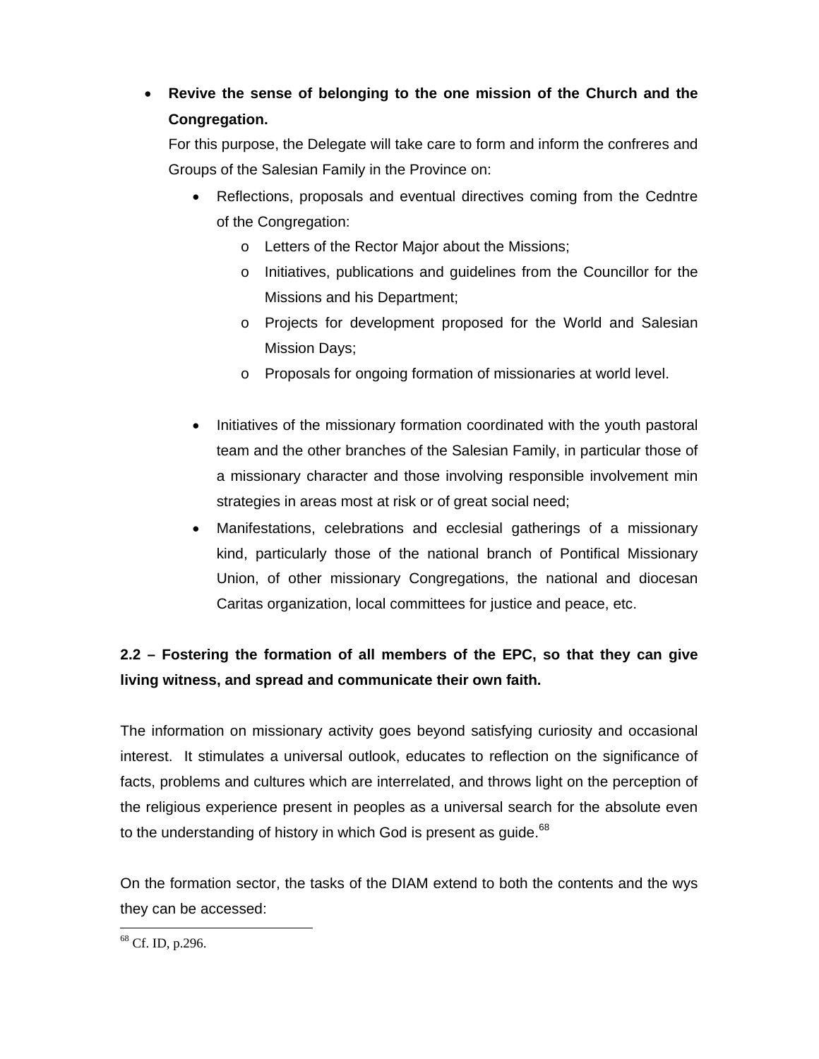- **Revive the sense of belonging to the one mission of the Church and the Congregation.**

  For this purpose, the Delegate will take care to form and inform the confreres and Groups of the Salesian Family in the Province on:

  - Reflections, proposals and eventual directives coming from the Cedntre of the Congregation:
    - Letters of the Rector Major about the Missions;
    - Initiatives, publications and guidelines from the Councillor for the Missions and his Department;
    - Projects for development proposed for the World and Salesian Mission Days;
    - Proposals for ongoing formation of missionaries at world level.

  - Initiatives of the missionary formation coordinated with the youth pastoral team and the other branches of the Salesian Family, in particular those of a missionary character and those involving responsible involvement min strategies in areas most at risk or of great social need;
  - Manifestations, celebrations and ecclesial gatherings of a missionary kind, particularly those of the national branch of Pontifical Missionary Union, of other missionary Congregations, the national and diocesan Caritas organization, local committees for justice and peace, etc.

**2.2 – Fostering the formation of all members of the EPC, so that they can give living witness, and spread and communicate their own faith.**

The information on missionary activity goes beyond satisfying curiosity and occasional interest. It stimulates a universal outlook, educates to reflection on the significance of facts, problems and cultures which are interrelated, and throws light on the perception of the religious experience present in peoples as a universal search for the absolute even to the understanding of history in which God is present as guide.[68]

On the formation sector, the tasks of the DIAM extend to both the contents and the wys they can be accessed:

[68] Cf. ID, p.296.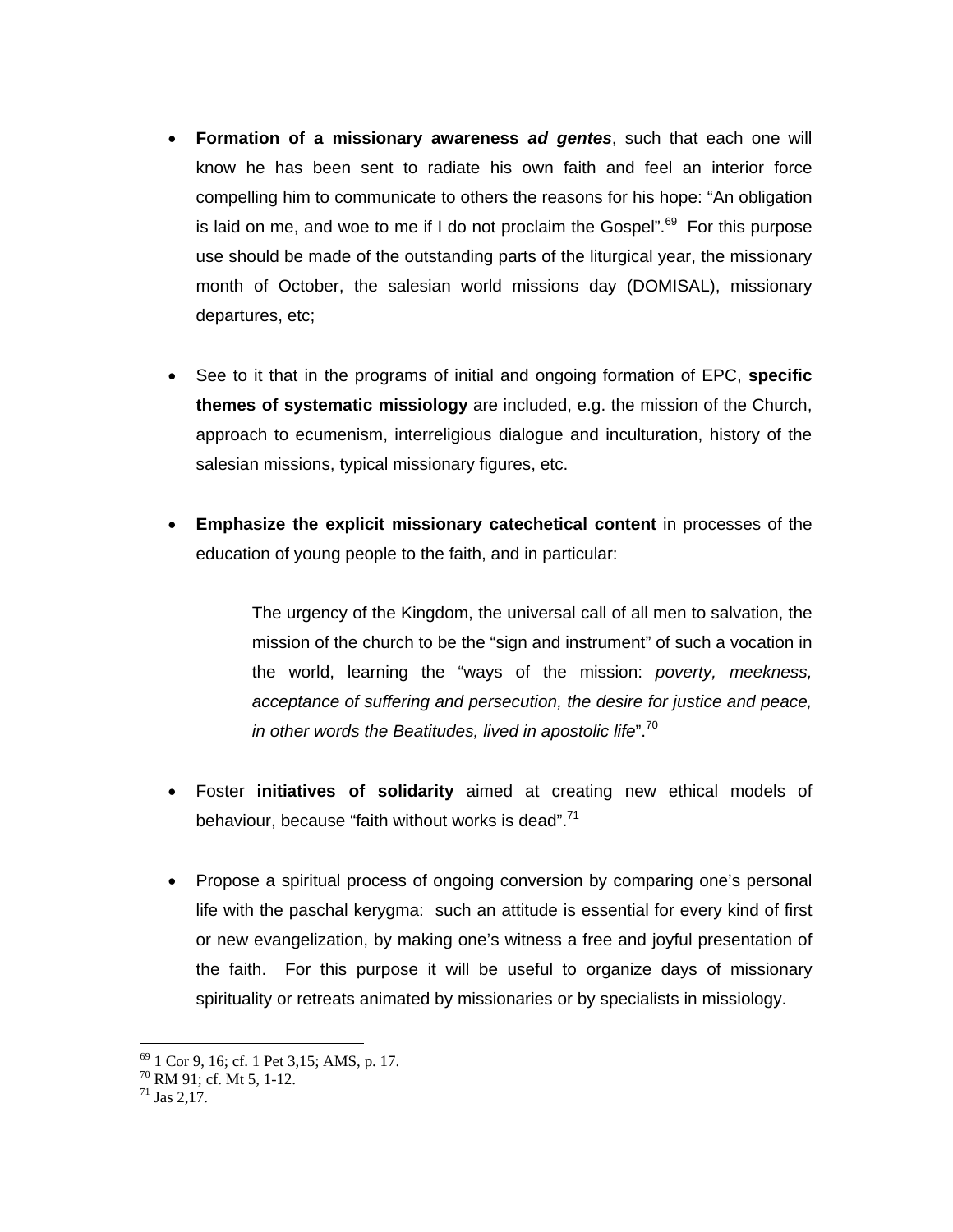- **Formation of a missionary awareness *ad gentes***, such that each one will know he has been sent to radiate his own faith and feel an interior force compelling him to communicate to others the reasons for his hope: "An obligation is laid on me, and woe to me if I do not proclaim the Gospel".[69] For this purpose use should be made of the outstanding parts of the liturgical year, the missionary month of October, the salesian world missions day (DOMISAL), missionary departures, etc;

- See to it that in the programs of initial and ongoing formation of EPC, **specific themes of systematic missiology** are included, e.g. the mission of the Church, approach to ecumenism, interreligious dialogue and inculturation, history of the salesian missions, typical missionary figures, etc.

- **Emphasize the explicit missionary catechetical content** in processes of the education of young people to the faith, and in particular:

  > The urgency of the Kingdom, the universal call of all men to salvation, the mission of the church to be the "sign and instrument" of such a vocation in the world, learning the "ways of the mission: *poverty, meekness, acceptance of suffering and persecution, the desire for justice and peace, in other words the Beatitudes, lived in apostolic life*".[70]

- Foster **initiatives of solidarity** aimed at creating new ethical models of behaviour, because "faith without works is dead".[71]

- Propose a spiritual process of ongoing conversion by comparing one's personal life with the paschal kerygma: such an attitude is essential for every kind of first or new evangelization, by making one's witness a free and joyful presentation of the faith. For this purpose it will be useful to organize days of missionary spirituality or retreats animated by missionaries or by specialists in missiology.

---

[69] 1 Cor 9, 16; cf. 1 Pet 3,15; AMS, p. 17.
[70] RM 91; cf. Mt 5, 1-12.
[71] Jas 2,17.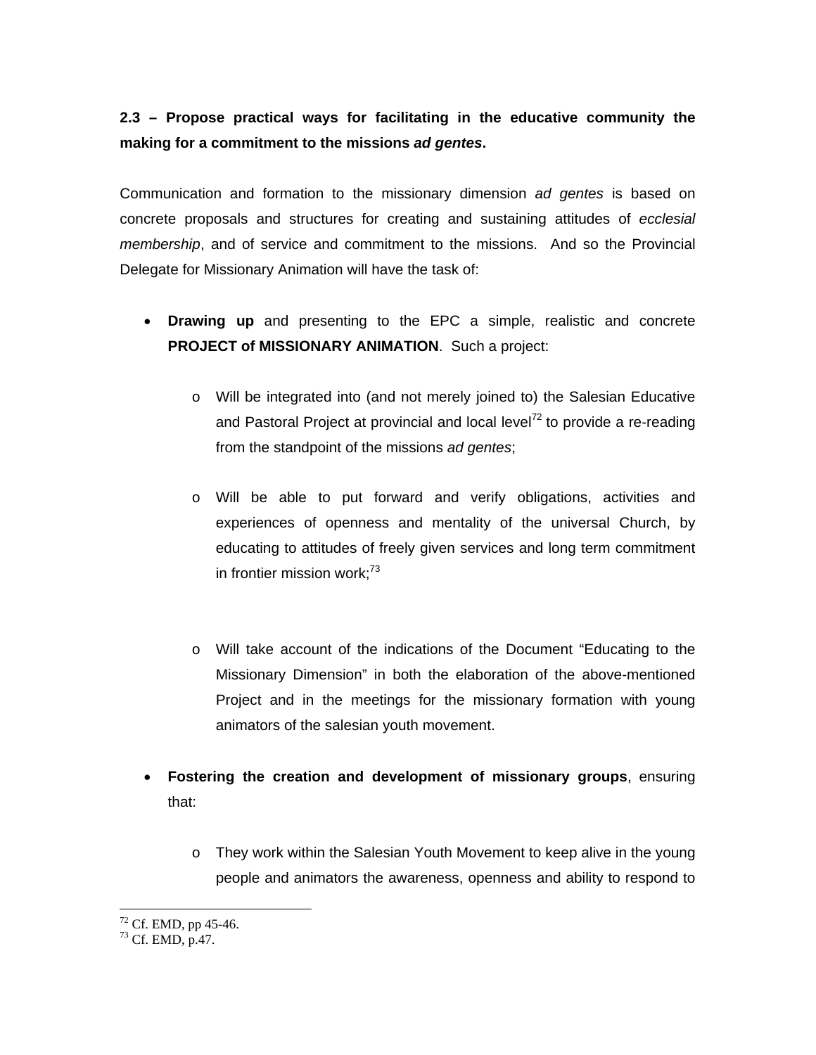**2.3 – Propose practical ways for facilitating in the educative community the making for a commitment to the missions *ad gentes*.**

Communication and formation to the missionary dimension *ad gentes* is based on concrete proposals and structures for creating and sustaining attitudes of *ecclesial membership*, and of service and commitment to the missions. And so the Provincial Delegate for Missionary Animation will have the task of:

- **Drawing up** and presenting to the EPC a simple, realistic and concrete **PROJECT of MISSIONARY ANIMATION**. Such a project:

    - Will be integrated into (and not merely joined to) the Salesian Educative and Pastoral Project at provincial and local level[72] to provide a re-reading from the standpoint of the missions *ad gentes*;

    - Will be able to put forward and verify obligations, activities and experiences of openness and mentality of the universal Church, by educating to attitudes of freely given services and long term commitment in frontier mission work;[73]

    - Will take account of the indications of the Document "Educating to the Missionary Dimension" in both the elaboration of the above-mentioned Project and in the meetings for the missionary formation with young animators of the salesian youth movement.

- **Fostering the creation and development of missionary groups**, ensuring that:

    - They work within the Salesian Youth Movement to keep alive in the young people and animators the awareness, openness and ability to respond to

---

[72] Cf. EMD, pp 45-46.

[73] Cf. EMD, p.47.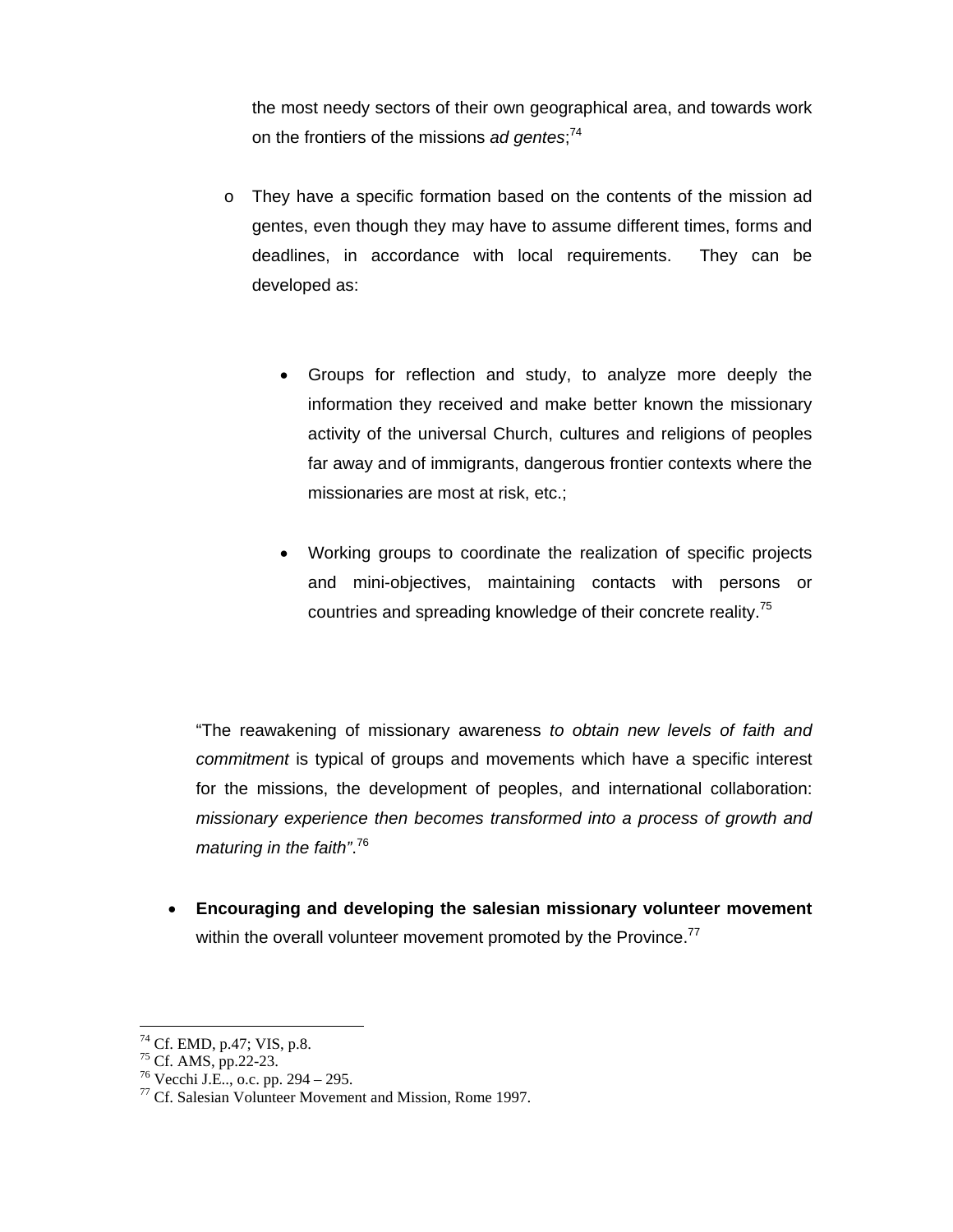the most needy sectors of their own geographical area, and towards work on the frontiers of the missions *ad gentes*;[74]

- They have a specific formation based on the contents of the mission ad gentes, even though they may have to assume different times, forms and deadlines, in accordance with local requirements. They can be developed as:

    - Groups for reflection and study, to analyze more deeply the information they received and make better known the missionary activity of the universal Church, cultures and religions of peoples far away and of immigrants, dangerous frontier contexts where the missionaries are most at risk, etc.;

    - Working groups to coordinate the realization of specific projects and mini-objectives, maintaining contacts with persons or countries and spreading knowledge of their concrete reality.[75]

"The reawakening of missionary awareness *to obtain new levels of faith and commitment* is typical of groups and movements which have a specific interest for the missions, the development of peoples, and international collaboration: *missionary experience then becomes transformed into a process of growth and maturing in the faith"*.[76]

- **Encouraging and developing the salesian missionary volunteer movement** within the overall volunteer movement promoted by the Province.[77]

---

[74] Cf. EMD, p.47; VIS, p.8.
[75] Cf. AMS, pp.22-23.
[76] Vecchi J.E.., o.c. pp. 294 – 295.
[77] Cf. Salesian Volunteer Movement and Mission, Rome 1997.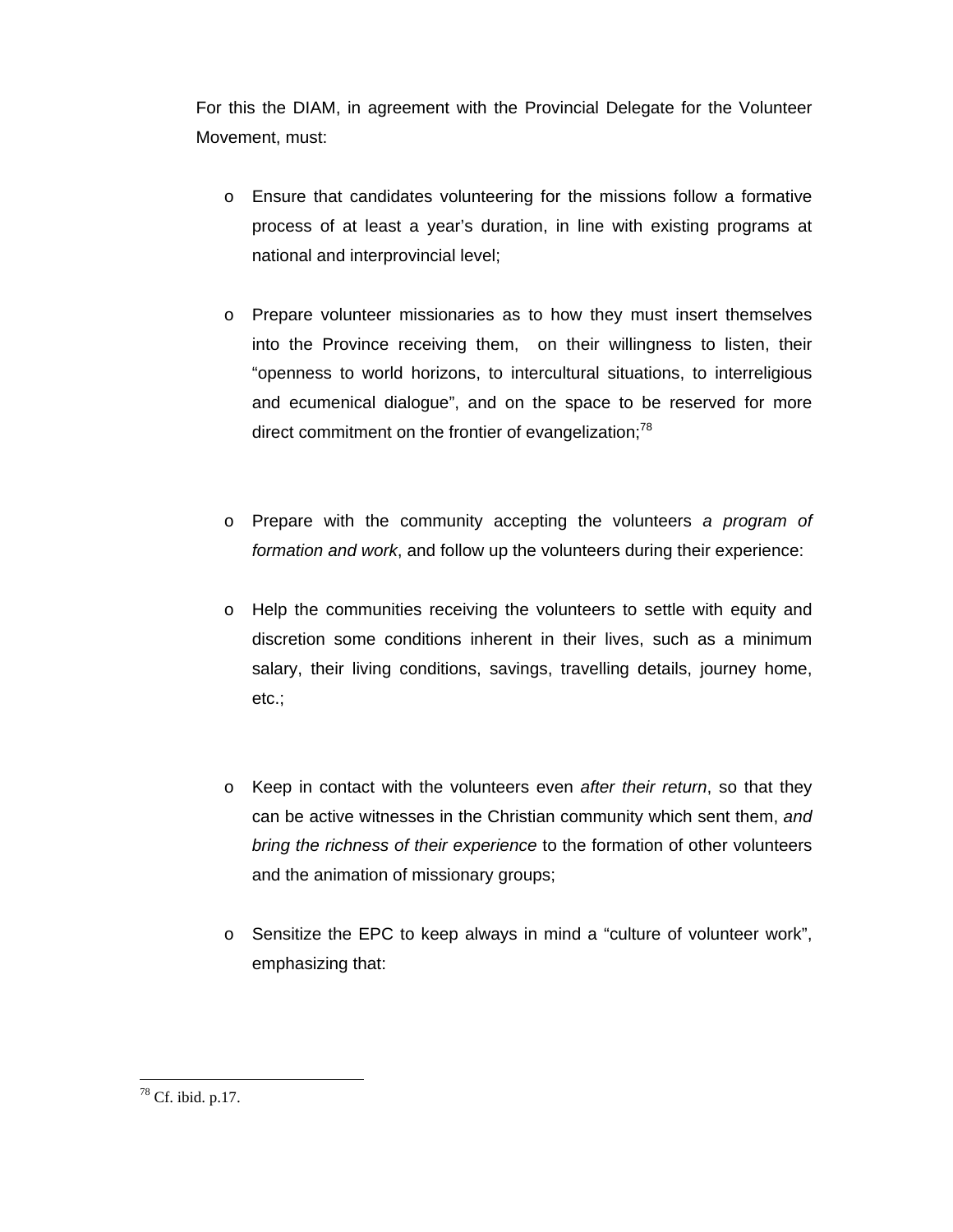For this the DIAM, in agreement with the Provincial Delegate for the Volunteer Movement, must:

- Ensure that candidates volunteering for the missions follow a formative process of at least a year's duration, in line with existing programs at national and interprovincial level;

- Prepare volunteer missionaries as to how they must insert themselves into the Province receiving them, on their willingness to listen, their "openness to world horizons, to intercultural situations, to interreligious and ecumenical dialogue", and on the space to be reserved for more direct commitment on the frontier of evangelization;[78]

- Prepare with the community accepting the volunteers *a program of formation and work*, and follow up the volunteers during their experience:

- Help the communities receiving the volunteers to settle with equity and discretion some conditions inherent in their lives, such as a minimum salary, their living conditions, savings, travelling details, journey home, etc.;

- Keep in contact with the volunteers even *after their return*, so that they can be active witnesses in the Christian community which sent them, *and bring the richness of their experience* to the formation of other volunteers and the animation of missionary groups;

- Sensitize the EPC to keep always in mind a "culture of volunteer work", emphasizing that:

---

[78] Cf. ibid. p.17.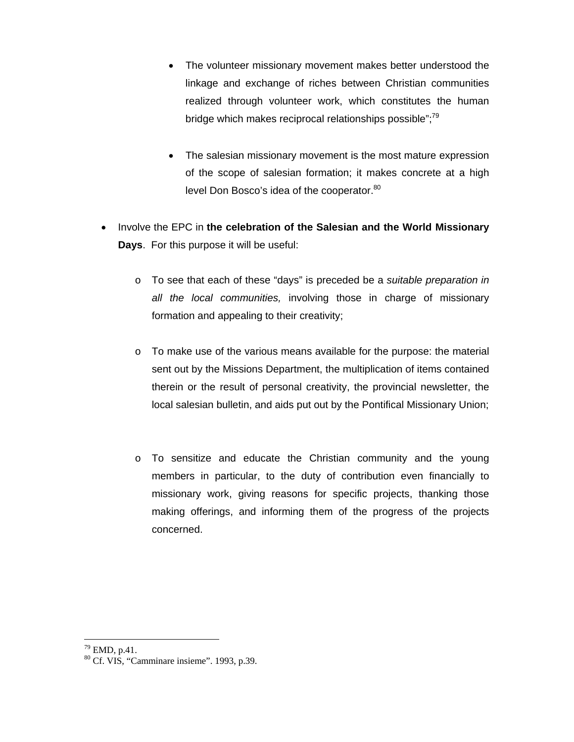- The volunteer missionary movement makes better understood the linkage and exchange of riches between Christian communities realized through volunteer work, which constitutes the human bridge which makes reciprocal relationships possible";[79]

  - The salesian missionary movement is the most mature expression of the scope of salesian formation; it makes concrete at a high level Don Bosco's idea of the cooperator.[80]

- Involve the EPC in **the celebration of the Salesian and the World Missionary Days**. For this purpose it will be useful:

  - To see that each of these "days" is preceded be a *suitable preparation in all the local communities,* involving those in charge of missionary formation and appealing to their creativity;

  - To make use of the various means available for the purpose: the material sent out by the Missions Department, the multiplication of items contained therein or the result of personal creativity, the provincial newsletter, the local salesian bulletin, and aids put out by the Pontifical Missionary Union;

  - To sensitize and educate the Christian community and the young members in particular, to the duty of contribution even financially to missionary work, giving reasons for specific projects, thanking those making offerings, and informing them of the progress of the projects concerned.

---

[79] EMD, p.41.

[80] Cf. VIS, "Camminare insieme". 1993, p.39.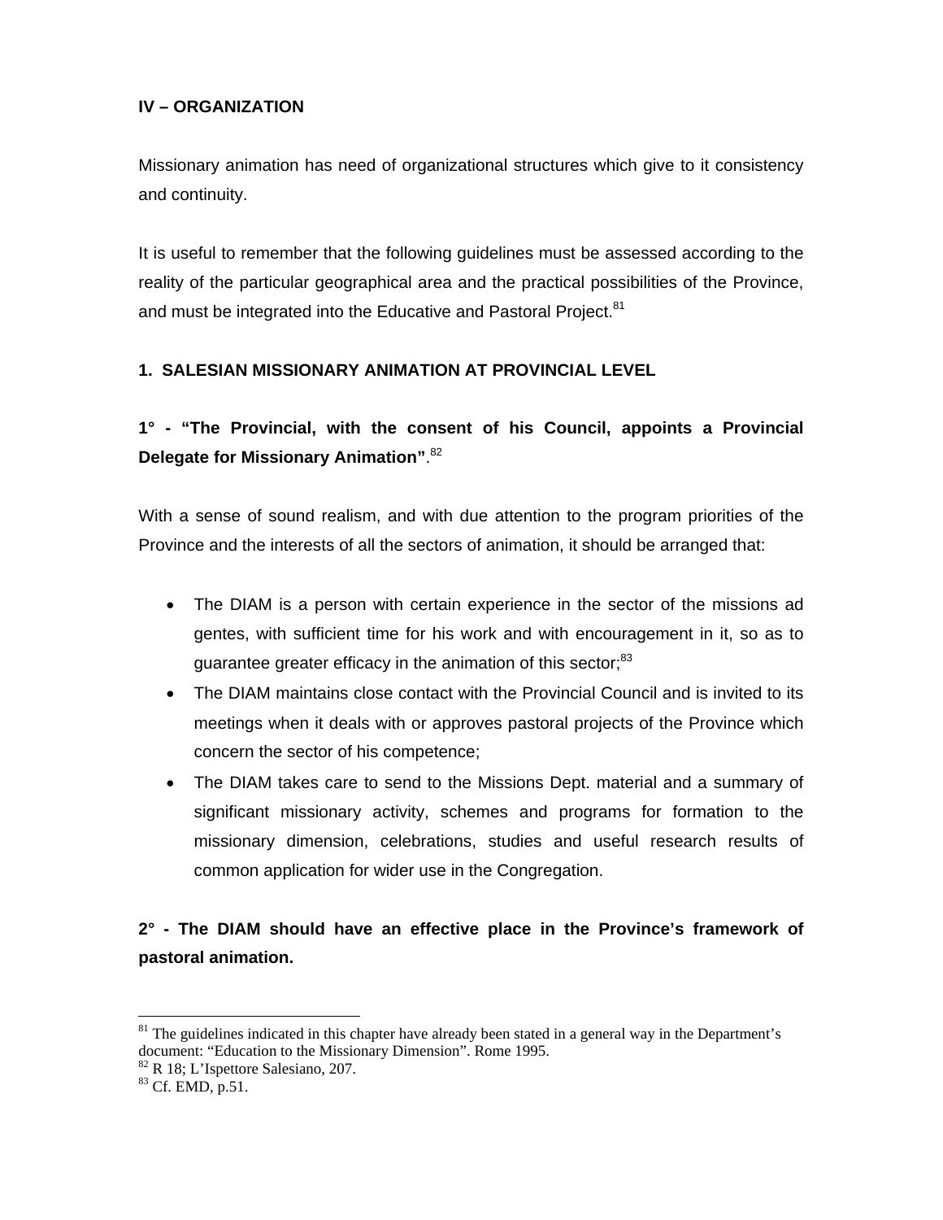## IV – ORGANIZATION

Missionary animation has need of organizational structures which give to it consistency and continuity.

It is useful to remember that the following guidelines must be assessed according to the reality of the particular geographical area and the practical possibilities of the Province, and must be integrated into the Educative and Pastoral Project.[81]

### 1. SALESIAN MISSIONARY ANIMATION AT PROVINCIAL LEVEL

**1° - "The Provincial, with the consent of his Council, appoints a Provincial Delegate for Missionary Animation"**.[82]

With a sense of sound realism, and with due attention to the program priorities of the Province and the interests of all the sectors of animation, it should be arranged that:

- The DIAM is a person with certain experience in the sector of the missions ad gentes, with sufficient time for his work and with encouragement in it, so as to guarantee greater efficacy in the animation of this sector;[83]
- The DIAM maintains close contact with the Provincial Council and is invited to its meetings when it deals with or approves pastoral projects of the Province which concern the sector of his competence;
- The DIAM takes care to send to the Missions Dept. material and a summary of significant missionary activity, schemes and programs for formation to the missionary dimension, celebrations, studies and useful research results of common application for wider use in the Congregation.

**2° - The DIAM should have an effective place in the Province's framework of pastoral animation.**

---

[81] The guidelines indicated in this chapter have already been stated in a general way in the Department's document: "Education to the Missionary Dimension". Rome 1995.

[82] R 18; L'Ispettore Salesiano, 207.

[83] Cf. EMD, p.51.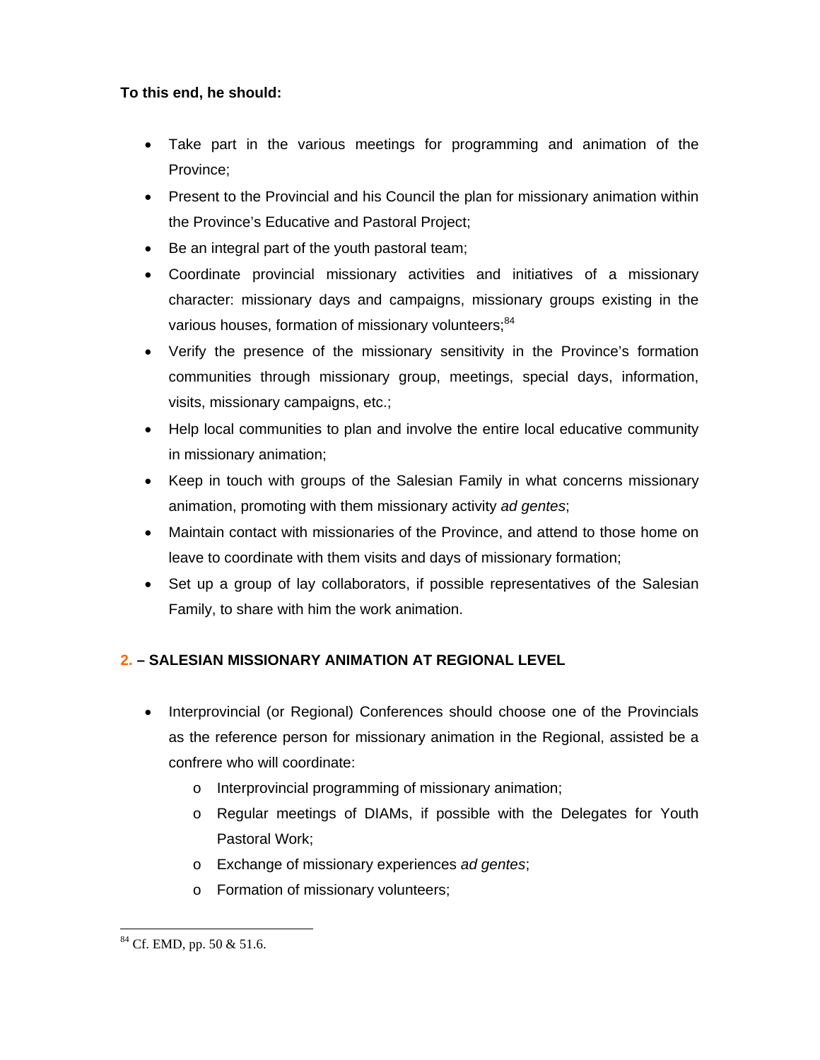**To this end, he should:**

- Take part in the various meetings for programming and animation of the Province;
- Present to the Provincial and his Council the plan for missionary animation within the Province's Educative and Pastoral Project;
- Be an integral part of the youth pastoral team;
- Coordinate provincial missionary activities and initiatives of a missionary character: missionary days and campaigns, missionary groups existing in the various houses, formation of missionary volunteers;[84]
- Verify the presence of the missionary sensitivity in the Province's formation communities through missionary group, meetings, special days, information, visits, missionary campaigns, etc.;
- Help local communities to plan and involve the entire local educative community in missionary animation;
- Keep in touch with groups of the Salesian Family in what concerns missionary animation, promoting with them missionary activity *ad gentes*;
- Maintain contact with missionaries of the Province, and attend to those home on leave to coordinate with them visits and days of missionary formation;
- Set up a group of lay collaborators, if possible representatives of the Salesian Family, to share with him the work animation.

## 2. – SALESIAN MISSIONARY ANIMATION AT REGIONAL LEVEL

- Interprovincial (or Regional) Conferences should choose one of the Provincials as the reference person for missionary animation in the Regional, assisted be a confrere who will coordinate:
  - Interprovincial programming of missionary animation;
  - Regular meetings of DIAMs, if possible with the Delegates for Youth Pastoral Work;
  - Exchange of missionary experiences *ad gentes*;
  - Formation of missionary volunteers;

---

[84] Cf. EMD, pp. 50 & 51.6.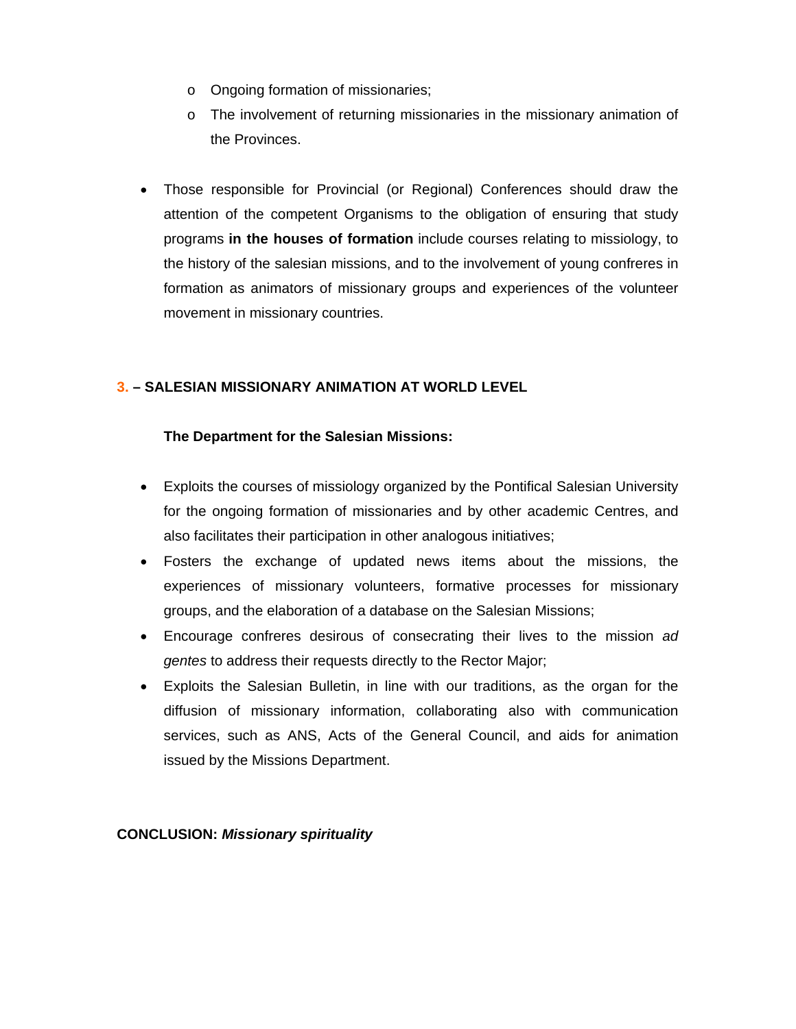- Ongoing formation of missionaries;
  - The involvement of returning missionaries in the missionary animation of the Provinces.

- Those responsible for Provincial (or Regional) Conferences should draw the attention of the competent Organisms to the obligation of ensuring that study programs **in the houses of formation** include courses relating to missiology, to the history of the salesian missions, and to the involvement of young confreres in formation as animators of missionary groups and experiences of the volunteer movement in missionary countries.

## 3. – SALESIAN MISSIONARY ANIMATION AT WORLD LEVEL

**The Department for the Salesian Missions:**

- Exploits the courses of missiology organized by the Pontifical Salesian University for the ongoing formation of missionaries and by other academic Centres, and also facilitates their participation in other analogous initiatives;
- Fosters the exchange of updated news items about the missions, the experiences of missionary volunteers, formative processes for missionary groups, and the elaboration of a database on the Salesian Missions;
- Encourage confreres desirous of consecrating their lives to the mission *ad gentes* to address their requests directly to the Rector Major;
- Exploits the Salesian Bulletin, in line with our traditions, as the organ for the diffusion of missionary information, collaborating also with communication services, such as ANS, Acts of the General Council, and aids for animation issued by the Missions Department.

## CONCLUSION: *Missionary spirituality*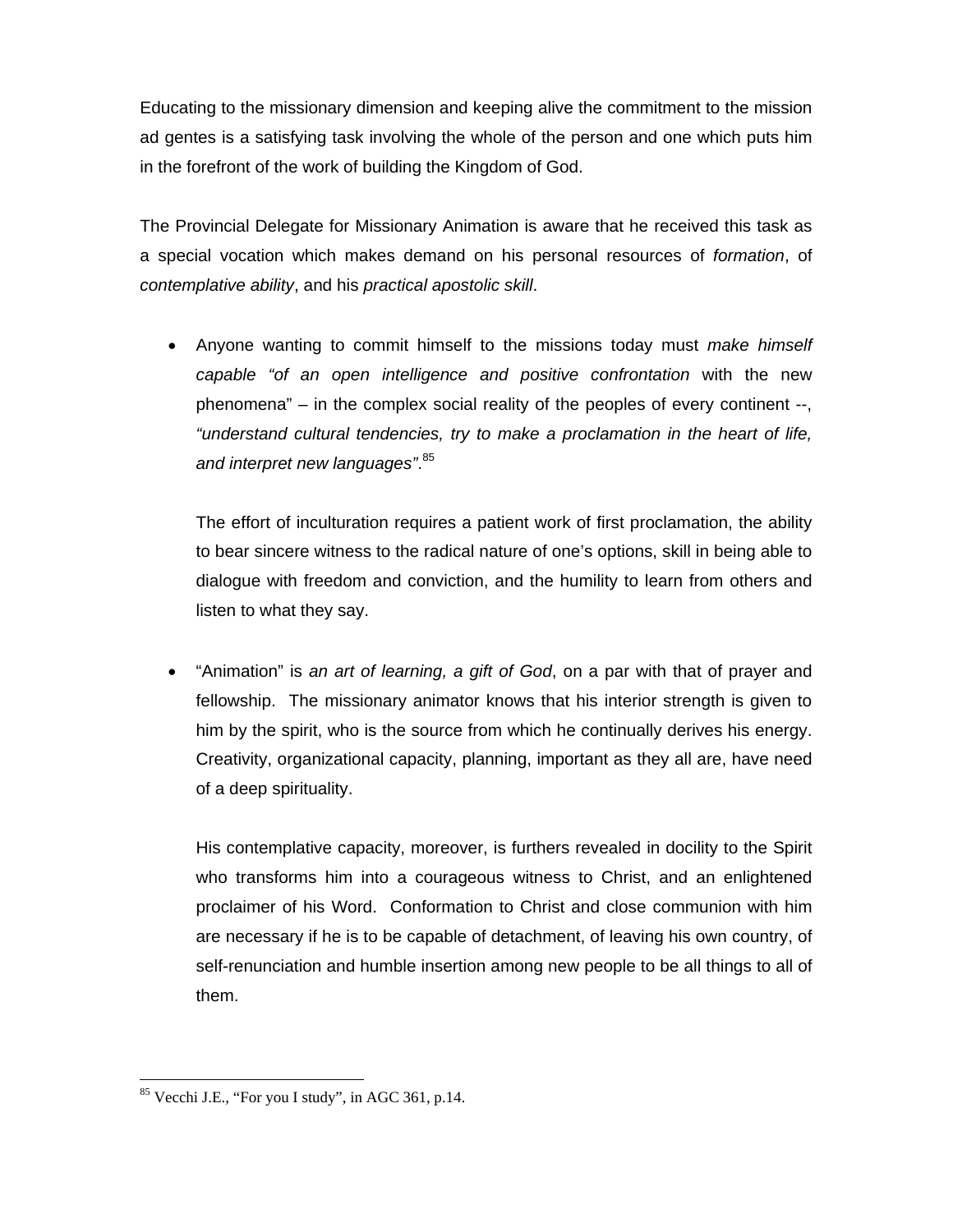Educating to the missionary dimension and keeping alive the commitment to the mission ad gentes is a satisfying task involving the whole of the person and one which puts him in the forefront of the work of building the Kingdom of God.

The Provincial Delegate for Missionary Animation is aware that he received this task as a special vocation which makes demand on his personal resources of *formation*, of *contemplative ability*, and his *practical apostolic skill*.

- Anyone wanting to commit himself to the missions today must *make himself capable "of an open intelligence and positive confrontation* with the new phenomena" – in the complex social reality of the peoples of every continent --, *"understand cultural tendencies, try to make a proclamation in the heart of life, and interpret new languages"*.[85]

  The effort of inculturation requires a patient work of first proclamation, the ability to bear sincere witness to the radical nature of one's options, skill in being able to dialogue with freedom and conviction, and the humility to learn from others and listen to what they say.

- "Animation" is *an art of learning, a gift of God*, on a par with that of prayer and fellowship. The missionary animator knows that his interior strength is given to him by the spirit, who is the source from which he continually derives his energy. Creativity, organizational capacity, planning, important as they all are, have need of a deep spirituality.

  His contemplative capacity, moreover, is furthers revealed in docility to the Spirit who transforms him into a courageous witness to Christ, and an enlightened proclaimer of his Word. Conformation to Christ and close communion with him are necessary if he is to be capable of detachment, of leaving his own country, of self-renunciation and humble insertion among new people to be all things to all of them.

---

[85] Vecchi J.E., "For you I study", in AGC 361, p.14.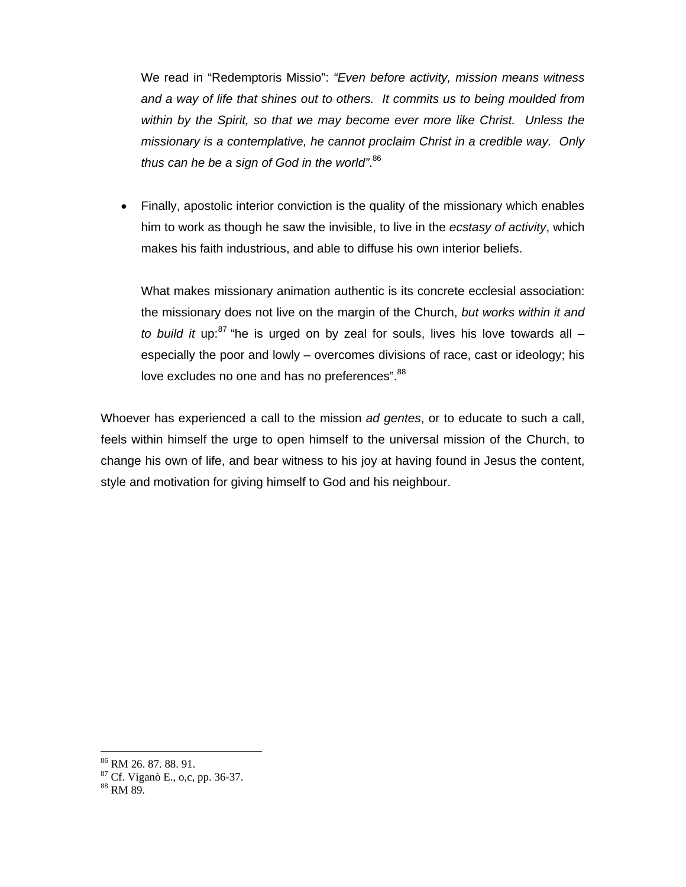We read in "Redemptoris Missio": *"Even before activity, mission means witness and a way of life that shines out to others. It commits us to being moulded from within by the Spirit, so that we may become ever more like Christ. Unless the missionary is a contemplative, he cannot proclaim Christ in a credible way. Only thus can he be a sign of God in the world"*.[86]

- Finally, apostolic interior conviction is the quality of the missionary which enables him to work as though he saw the invisible, to live in the *ecstasy of activity*, which makes his faith industrious, and able to diffuse his own interior beliefs.

  What makes missionary animation authentic is its concrete ecclesial association: the missionary does not live on the margin of the Church, *but works within it and to build it* up:[87] "he is urged on by zeal for souls, lives his love towards all – especially the poor and lowly – overcomes divisions of race, cast or ideology; his love excludes no one and has no preferences".[88]

Whoever has experienced a call to the mission *ad gentes*, or to educate to such a call, feels within himself the urge to open himself to the universal mission of the Church, to change his own of life, and bear witness to his joy at having found in Jesus the content, style and motivation for giving himself to God and his neighbour.

---

[86] RM 26. 87. 88. 91.

[87] Cf. Viganò E., o,c, pp. 36-37.

[88] RM 89.